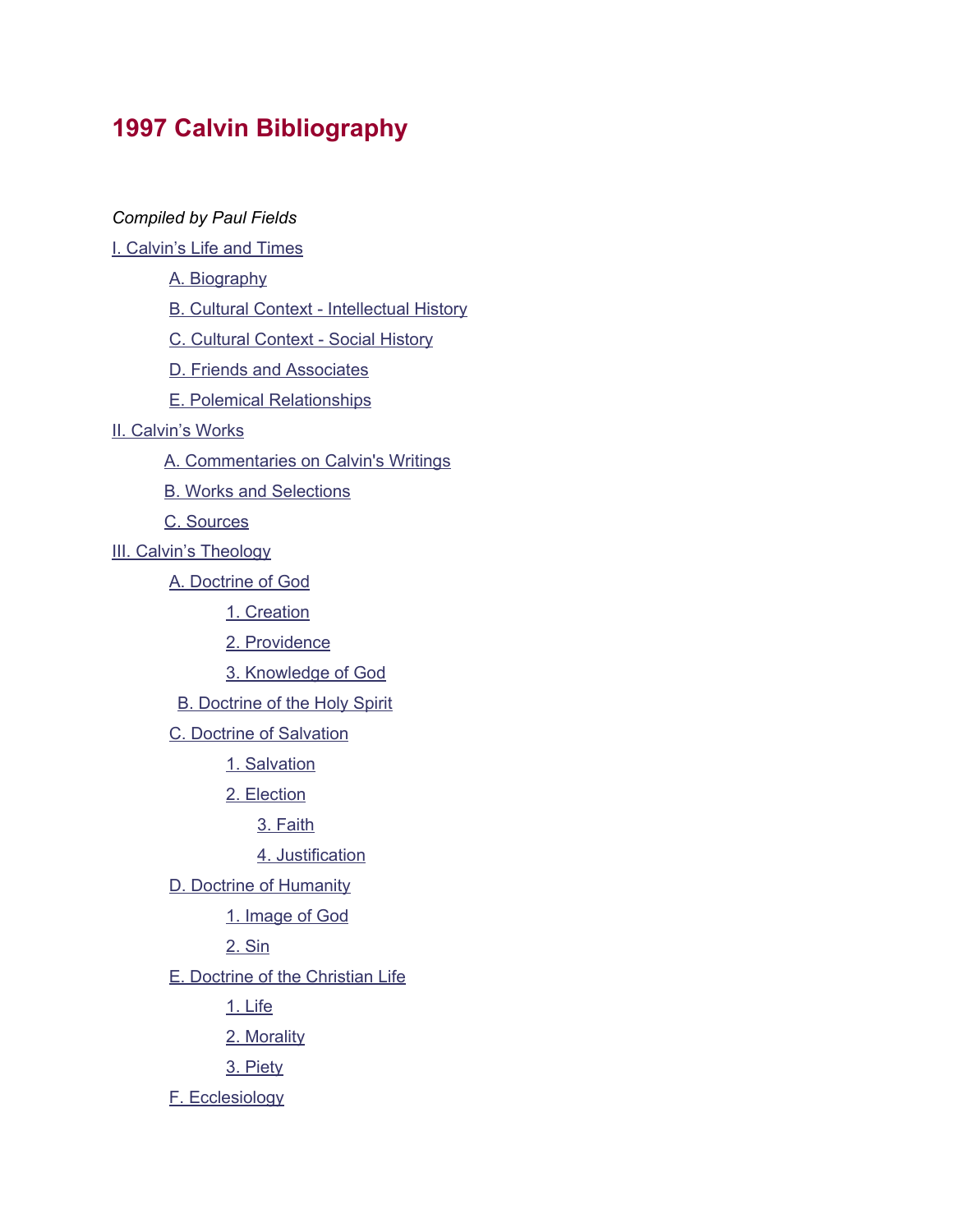# 1997 Calvin Bibliography

*Compiled by Paul Fields*

- I. Calvin's Life and Times
  - A. Biography
  - B. Cultural Context - Intellectual History
  - C. Cultural Context - Social History
  - D. Friends and Associates
  - E. Polemical Relationships
- II. Calvin's Works
  - A. Commentaries on Calvin's Writings
  - B. Works and Selections
  - C. Sources
- III. Calvin's Theology
  - A. Doctrine of God
    - 1. Creation
    - 2. Providence
    - 3. Knowledge of God
  - B. Doctrine of the Holy Spirit
  - C. Doctrine of Salvation
    - 1. Salvation
    - 2. Election
    - 3. Faith
    - 4. Justification
  - D. Doctrine of Humanity
    - 1. Image of God
    - 2. Sin
  - E. Doctrine of the Christian Life
    - 1. Life
    - 2. Morality
    - 3. Piety
  - F. Ecclesiology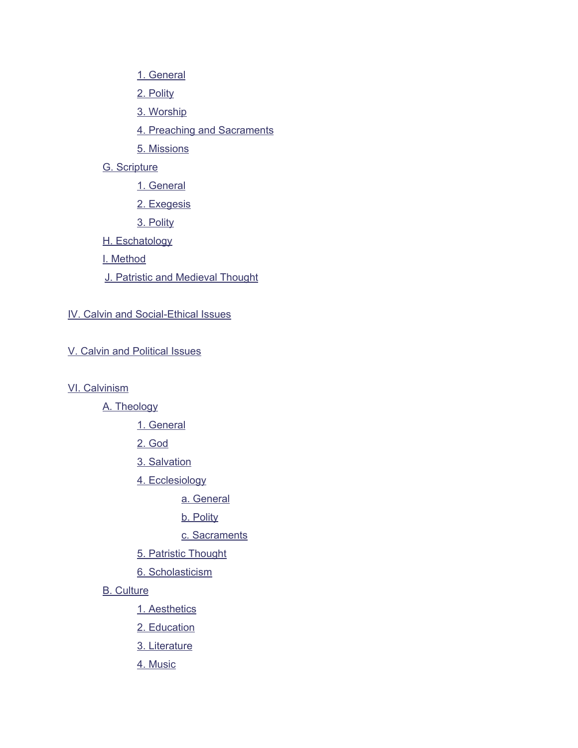- 1. General
- 2. Polity
- 3. Worship
- 4. Preaching and Sacraments
- 5. Missions

G. Scripture

- 1. General
- 2. Exegesis
- 3. Polity

H. Eschatology

I. Method

J. Patristic and Medieval Thought

IV. Calvin and Social-Ethical Issues

V. Calvin and Political Issues

VI. Calvinism

A. Theology

- 1. General
- 2. God
- 3. Salvation
- 4. Ecclesiology
    - a. General
    - b. Polity
    - c. Sacraments
- 5. Patristic Thought
- 6. Scholasticism

B. Culture

- 1. Aesthetics
- 2. Education
- 3. Literature
- 4. Music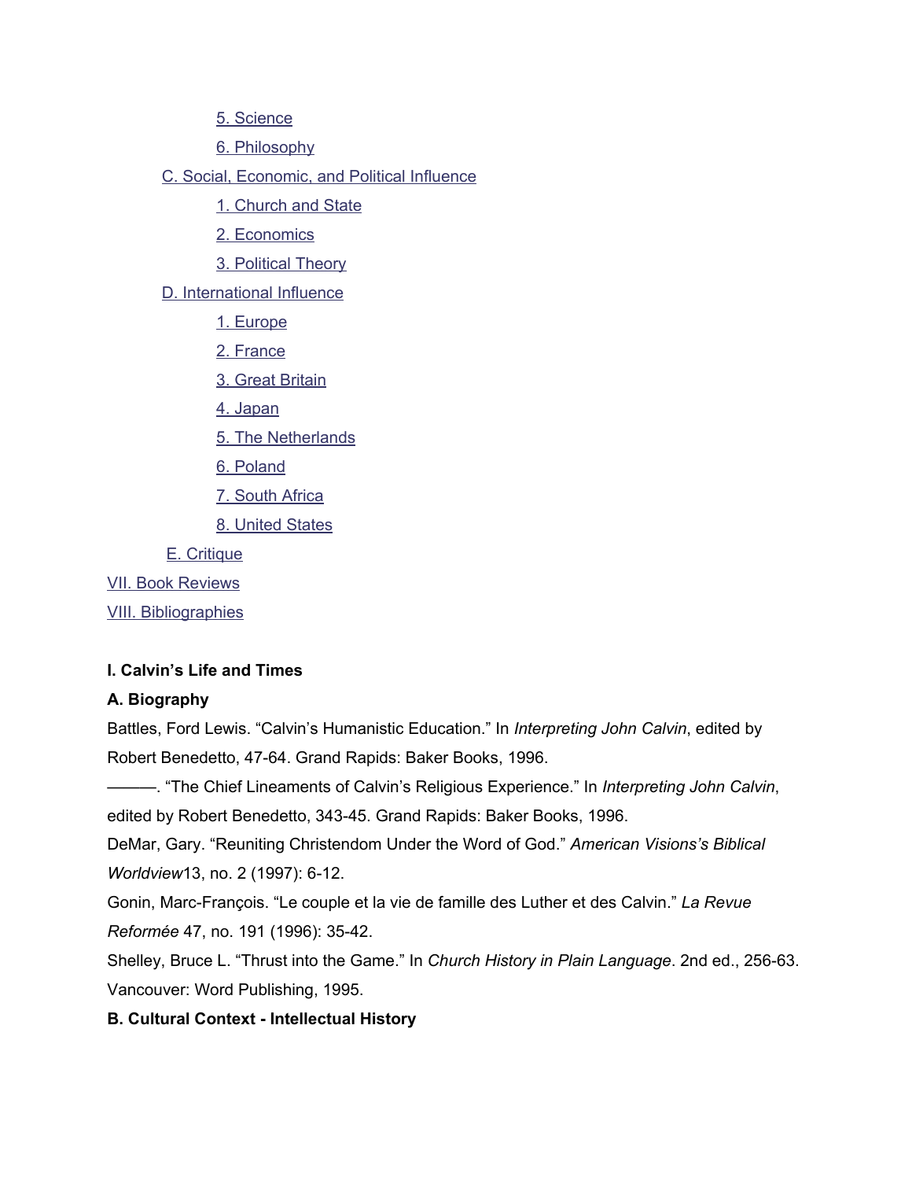- 5. Science
- 6. Philosophy

C. Social, Economic, and Political Influence

- 1. Church and State
- 2. Economics
- 3. Political Theory

D. International Influence

- 1. Europe
- 2. France
- 3. Great Britain
- 4. Japan
- 5. The Netherlands
- 6. Poland
- 7. South Africa
- 8. United States

E. Critique

VII. Book Reviews

VIII. Bibliographies

**I. Calvin's Life and Times**

**A. Biography**

Battles, Ford Lewis. "Calvin's Humanistic Education." In *Interpreting John Calvin*, edited by Robert Benedetto, 47-64. Grand Rapids: Baker Books, 1996.

———. "The Chief Lineaments of Calvin's Religious Experience." In *Interpreting John Calvin*, edited by Robert Benedetto, 343-45. Grand Rapids: Baker Books, 1996.

DeMar, Gary. "Reuniting Christendom Under the Word of God." *American Visions's Biblical Worldview*13, no. 2 (1997): 6-12.

Gonin, Marc-François. "Le couple et la vie de famille des Luther et des Calvin." *La Revue Reformée* 47, no. 191 (1996): 35-42.

Shelley, Bruce L. "Thrust into the Game." In *Church History in Plain Language*. 2nd ed., 256-63. Vancouver: Word Publishing, 1995.

**B. Cultural Context - Intellectual History**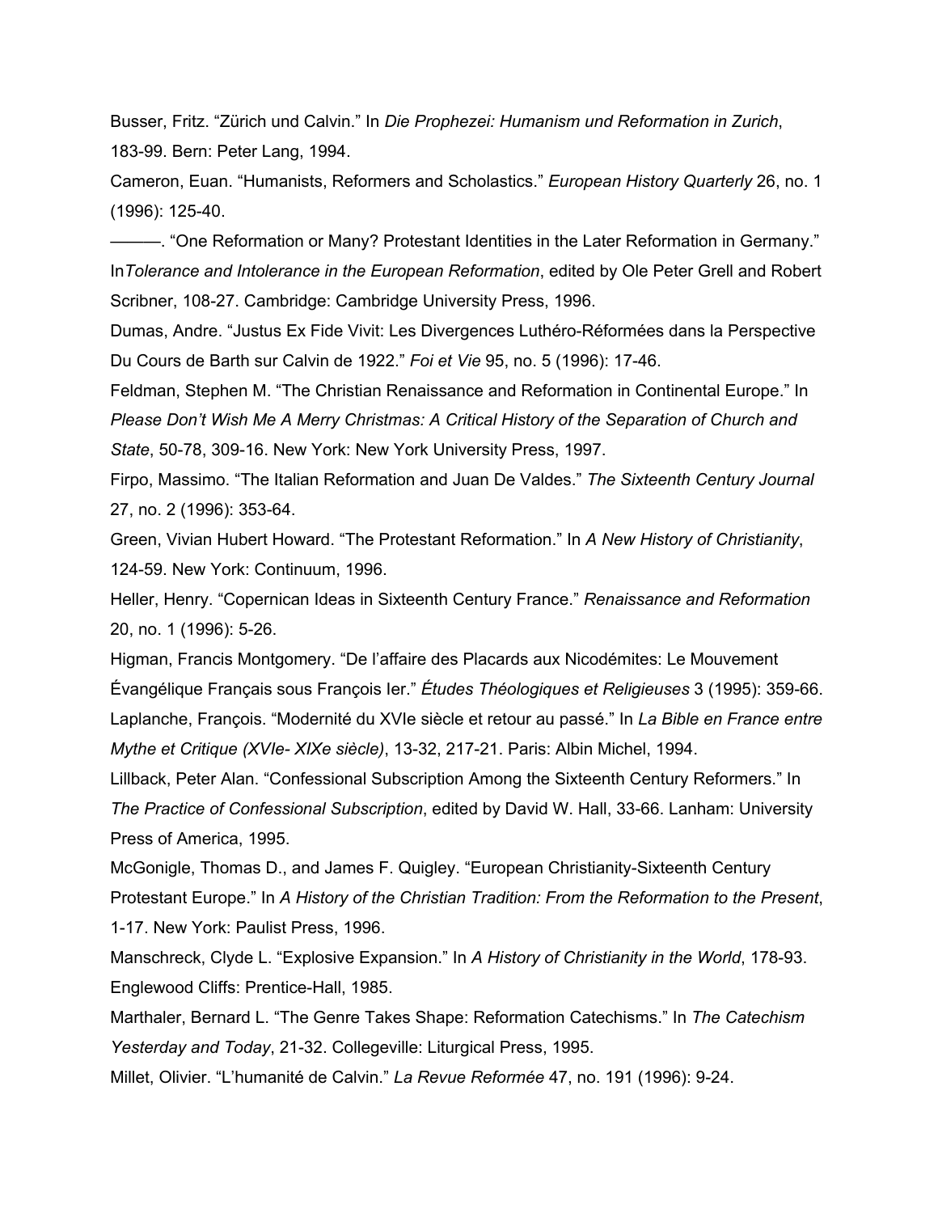Busser, Fritz. “Zürich und Calvin.” In *Die Prophezei: Humanism und Reformation in Zurich*, 183-99. Bern: Peter Lang, 1994.

Cameron, Euan. “Humanists, Reformers and Scholastics.” *European History Quarterly* 26, no. 1 (1996): 125-40.

———. “One Reformation or Many? Protestant Identities in the Later Reformation in Germany.” In*Tolerance and Intolerance in the European Reformation*, edited by Ole Peter Grell and Robert Scribner, 108-27. Cambridge: Cambridge University Press, 1996.

Dumas, Andre. “Justus Ex Fide Vivit: Les Divergences Luthéro-Réformées dans la Perspective Du Cours de Barth sur Calvin de 1922.” *Foi et Vie* 95, no. 5 (1996): 17-46.

Feldman, Stephen M. “The Christian Renaissance and Reformation in Continental Europe.” In *Please Don’t Wish Me A Merry Christmas: A Critical History of the Separation of Church and State*, 50-78, 309-16. New York: New York University Press, 1997.

Firpo, Massimo. “The Italian Reformation and Juan De Valdes.” *The Sixteenth Century Journal* 27, no. 2 (1996): 353-64.

Green, Vivian Hubert Howard. “The Protestant Reformation.” In *A New History of Christianity*, 124-59. New York: Continuum, 1996.

Heller, Henry. “Copernican Ideas in Sixteenth Century France.” *Renaissance and Reformation* 20, no. 1 (1996): 5-26.

Higman, Francis Montgomery. “De l’affaire des Placards aux Nicodémites: Le Mouvement Évangélique Français sous François Ier.” *Études Théologiques et Religieuses* 3 (1995): 359-66.

Laplanche, François. “Modernité du XVIe siècle et retour au passé.” In *La Bible en France entre Mythe et Critique (XVIe- XIXe siècle)*, 13-32, 217-21. Paris: Albin Michel, 1994.

Lillback, Peter Alan. “Confessional Subscription Among the Sixteenth Century Reformers.” In *The Practice of Confessional Subscription*, edited by David W. Hall, 33-66. Lanham: University Press of America, 1995.

McGonigle, Thomas D., and James F. Quigley. “European Christianity-Sixteenth Century Protestant Europe.” In *A History of the Christian Tradition: From the Reformation to the Present*, 1-17. New York: Paulist Press, 1996.

Manschreck, Clyde L. “Explosive Expansion.” In *A History of Christianity in the World*, 178-93. Englewood Cliffs: Prentice-Hall, 1985.

Marthaler, Bernard L. “The Genre Takes Shape: Reformation Catechisms.” In *The Catechism Yesterday and Today*, 21-32. Collegeville: Liturgical Press, 1995.

Millet, Olivier. “L’humanité de Calvin.” *La Revue Reformée* 47, no. 191 (1996): 9-24.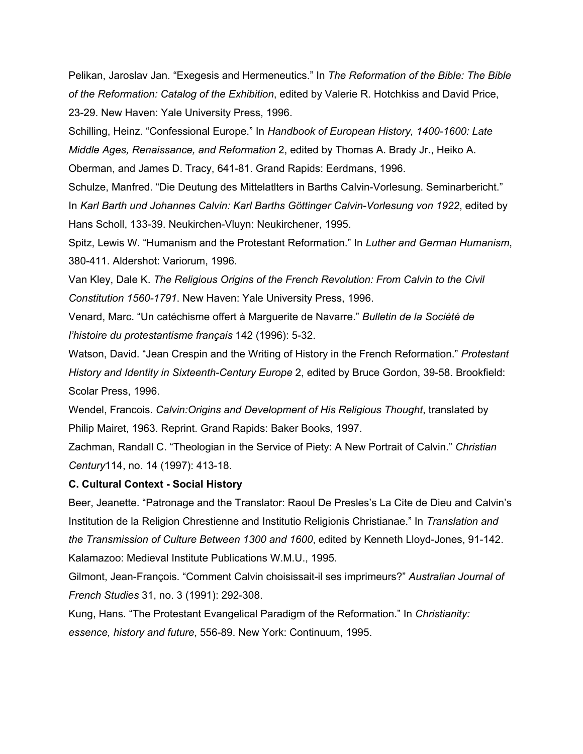Pelikan, Jaroslav Jan. “Exegesis and Hermeneutics.” In *The Reformation of the Bible: The Bible of the Reformation: Catalog of the Exhibition*, edited by Valerie R. Hotchkiss and David Price, 23-29. New Haven: Yale University Press, 1996.

Schilling, Heinz. “Confessional Europe.” In *Handbook of European History, 1400-1600: Late Middle Ages, Renaissance, and Reformation* 2, edited by Thomas A. Brady Jr., Heiko A. Oberman, and James D. Tracy, 641-81. Grand Rapids: Eerdmans, 1996.

Schulze, Manfred. “Die Deutung des Mittelatllters in Barths Calvin-Vorlesung. Seminarbericht.” In *Karl Barth und Johannes Calvin: Karl Barths Göttinger Calvin-Vorlesung von 1922*, edited by Hans Scholl, 133-39. Neukirchen-Vluyn: Neukirchener, 1995.

Spitz, Lewis W. “Humanism and the Protestant Reformation.” In *Luther and German Humanism*, 380-411. Aldershot: Variorum, 1996.

Van Kley, Dale K. *The Religious Origins of the French Revolution: From Calvin to the Civil Constitution 1560-1791*. New Haven: Yale University Press, 1996.

Venard, Marc. “Un catéchisme offert à Marguerite de Navarre.” *Bulletin de la Société de l’histoire du protestantisme français* 142 (1996): 5-32.

Watson, David. “Jean Crespin and the Writing of History in the French Reformation.” *Protestant History and Identity in Sixteenth-Century Europe* 2, edited by Bruce Gordon, 39-58. Brookfield: Scolar Press, 1996.

Wendel, Francois. *Calvin:Origins and Development of His Religious Thought*, translated by Philip Mairet, 1963. Reprint. Grand Rapids: Baker Books, 1997.

Zachman, Randall C. “Theologian in the Service of Piety: A New Portrait of Calvin.” *Christian Century*114, no. 14 (1997): 413-18.

**C. Cultural Context - Social History**

Beer, Jeanette. “Patronage and the Translator: Raoul De Presles’s La Cite de Dieu and Calvin’s Institution de la Religion Chrestienne and Institutio Religionis Christianae.” In *Translation and the Transmission of Culture Between 1300 and 1600*, edited by Kenneth Lloyd-Jones, 91-142. Kalamazoo: Medieval Institute Publications W.M.U., 1995.

Gilmont, Jean-François. “Comment Calvin choisissait-il ses imprimeurs?” *Australian Journal of French Studies* 31, no. 3 (1991): 292-308.

Kung, Hans. “The Protestant Evangelical Paradigm of the Reformation.” In *Christianity: essence, history and future*, 556-89. New York: Continuum, 1995.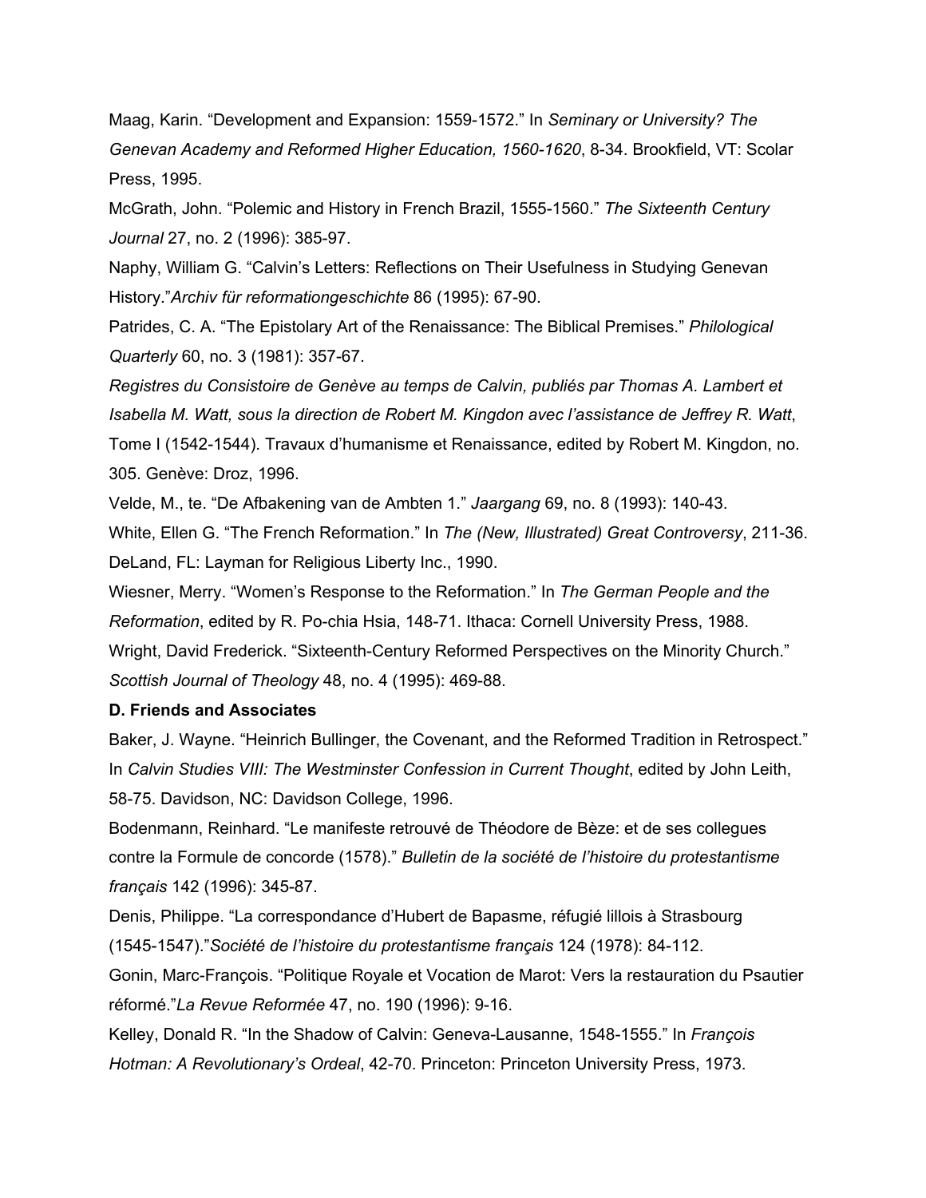Maag, Karin. "Development and Expansion: 1559-1572." In *Seminary or University? The Genevan Academy and Reformed Higher Education, 1560-1620*, 8-34. Brookfield, VT: Scolar Press, 1995.

McGrath, John. "Polemic and History in French Brazil, 1555-1560." *The Sixteenth Century Journal* 27, no. 2 (1996): 385-97.

Naphy, William G. "Calvin's Letters: Reflections on Their Usefulness in Studying Genevan History."*Archiv für reformationgeschichte* 86 (1995): 67-90.

Patrides, C. A. "The Epistolary Art of the Renaissance: The Biblical Premises." *Philological Quarterly* 60, no. 3 (1981): 357-67.

*Registres du Consistoire de Genève au temps de Calvin, publiés par Thomas A. Lambert et Isabella M. Watt, sous la direction de Robert M. Kingdon avec l'assistance de Jeffrey R. Watt*, Tome I (1542-1544). Travaux d'humanisme et Renaissance, edited by Robert M. Kingdon, no. 305. Genève: Droz, 1996.

Velde, M., te. "De Afbakening van de Ambten 1." *Jaargang* 69, no. 8 (1993): 140-43.

White, Ellen G. "The French Reformation." In *The (New, Illustrated) Great Controversy*, 211-36. DeLand, FL: Layman for Religious Liberty Inc., 1990.

Wiesner, Merry. "Women's Response to the Reformation." In *The German People and the Reformation*, edited by R. Po-chia Hsia, 148-71. Ithaca: Cornell University Press, 1988.

Wright, David Frederick. "Sixteenth-Century Reformed Perspectives on the Minority Church." *Scottish Journal of Theology* 48, no. 4 (1995): 469-88.

**D. Friends and Associates**

Baker, J. Wayne. "Heinrich Bullinger, the Covenant, and the Reformed Tradition in Retrospect." In *Calvin Studies VIII: The Westminster Confession in Current Thought*, edited by John Leith, 58-75. Davidson, NC: Davidson College, 1996.

Bodenmann, Reinhard. "Le manifeste retrouvé de Théodore de Bèze: et de ses collegues contre la Formule de concorde (1578)." *Bulletin de la société de l'histoire du protestantisme français* 142 (1996): 345-87.

Denis, Philippe. "La correspondance d'Hubert de Bapasme, réfugié lillois à Strasbourg (1545-1547)."*Société de l'histoire du protestantisme français* 124 (1978): 84-112.

Gonin, Marc-François. "Politique Royale et Vocation de Marot: Vers la restauration du Psautier réformé."*La Revue Reformée* 47, no. 190 (1996): 9-16.

Kelley, Donald R. "In the Shadow of Calvin: Geneva-Lausanne, 1548-1555." In *François Hotman: A Revolutionary's Ordeal*, 42-70. Princeton: Princeton University Press, 1973.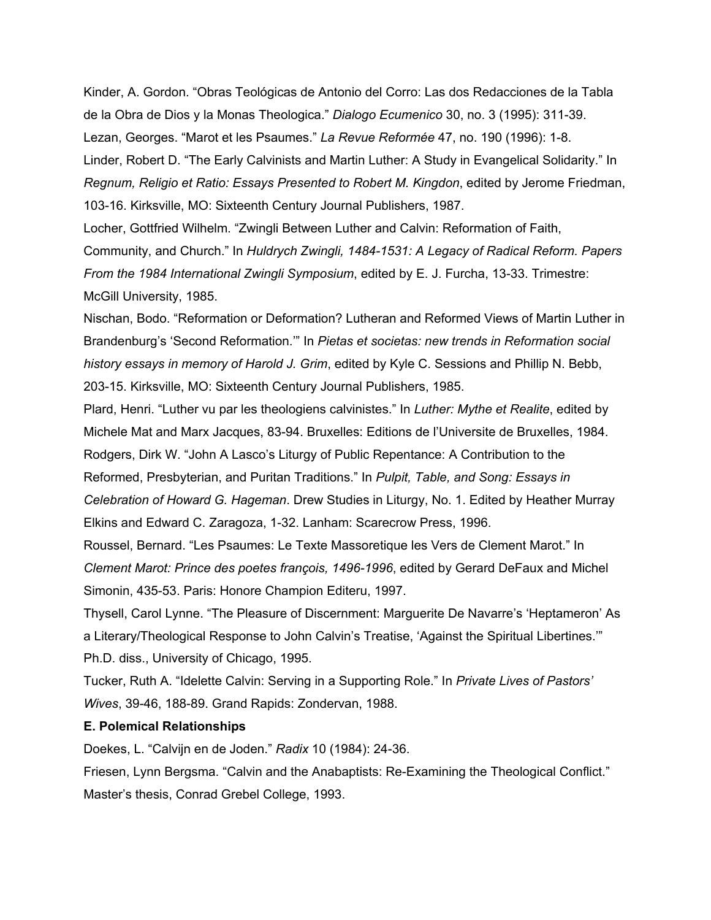Kinder, A. Gordon. “Obras Teológicas de Antonio del Corro: Las dos Redacciones de la Tabla de la Obra de Dios y la Monas Theologica.” *Dialogo Ecumenico* 30, no. 3 (1995): 311-39.

Lezan, Georges. “Marot et les Psaumes.” *La Revue Reformée* 47, no. 190 (1996): 1-8.

Linder, Robert D. “The Early Calvinists and Martin Luther: A Study in Evangelical Solidarity.” In *Regnum, Religio et Ratio: Essays Presented to Robert M. Kingdon*, edited by Jerome Friedman, 103-16. Kirksville, MO: Sixteenth Century Journal Publishers, 1987.

Locher, Gottfried Wilhelm. “Zwingli Between Luther and Calvin: Reformation of Faith, Community, and Church.” In *Huldrych Zwingli, 1484-1531: A Legacy of Radical Reform. Papers From the 1984 International Zwingli Symposium*, edited by E. J. Furcha, 13-33. Trimestre: McGill University, 1985.

Nischan, Bodo. “Reformation or Deformation? Lutheran and Reformed Views of Martin Luther in Brandenburg’s ‘Second Reformation.’” In *Pietas et societas: new trends in Reformation social history essays in memory of Harold J. Grim*, edited by Kyle C. Sessions and Phillip N. Bebb, 203-15. Kirksville, MO: Sixteenth Century Journal Publishers, 1985.

Plard, Henri. “Luther vu par les theologiens calvinistes.” In *Luther: Mythe et Realite*, edited by Michele Mat and Marx Jacques, 83-94. Bruxelles: Editions de l’Universite de Bruxelles, 1984.

Rodgers, Dirk W. “John A Lasco’s Liturgy of Public Repentance: A Contribution to the Reformed, Presbyterian, and Puritan Traditions.” In *Pulpit, Table, and Song: Essays in Celebration of Howard G. Hageman*. Drew Studies in Liturgy, No. 1. Edited by Heather Murray Elkins and Edward C. Zaragoza, 1-32. Lanham: Scarecrow Press, 1996.

Roussel, Bernard. “Les Psaumes: Le Texte Massoretique les Vers de Clement Marot.” In *Clement Marot: Prince des poetes françois, 1496-1996*, edited by Gerard DeFaux and Michel Simonin, 435-53. Paris: Honore Champion Editeru, 1997.

Thysell, Carol Lynne. “The Pleasure of Discernment: Marguerite De Navarre’s ‘Heptameron’ As a Literary/Theological Response to John Calvin’s Treatise, ‘Against the Spiritual Libertines.’” Ph.D. diss., University of Chicago, 1995.

Tucker, Ruth A. “Idelette Calvin: Serving in a Supporting Role.” In *Private Lives of Pastors’ Wives*, 39-46, 188-89. Grand Rapids: Zondervan, 1988.

**E. Polemical Relationships**

Doekes, L. “Calvijn en de Joden.” *Radix* 10 (1984): 24-36.

Friesen, Lynn Bergsma. “Calvin and the Anabaptists: Re-Examining the Theological Conflict.” Master’s thesis, Conrad Grebel College, 1993.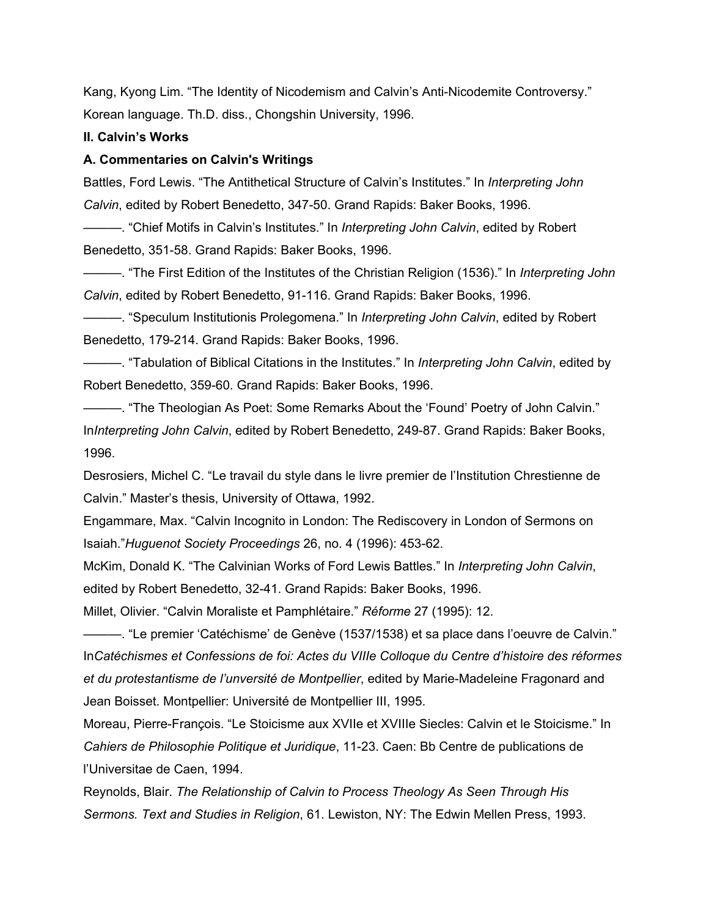Kang, Kyong Lim. “The Identity of Nicodemism and Calvin’s Anti-Nicodemite Controversy.” Korean language. Th.D. diss., Chongshin University, 1996.

## II. Calvin’s Works

### A. Commentaries on Calvin's Writings

Battles, Ford Lewis. “The Antithetical Structure of Calvin’s Institutes.” In *Interpreting John Calvin*, edited by Robert Benedetto, 347-50. Grand Rapids: Baker Books, 1996.

———. “Chief Motifs in Calvin’s Institutes.” In *Interpreting John Calvin*, edited by Robert Benedetto, 351-58. Grand Rapids: Baker Books, 1996.

———. “The First Edition of the Institutes of the Christian Religion (1536).” In *Interpreting John Calvin*, edited by Robert Benedetto, 91-116. Grand Rapids: Baker Books, 1996.

———. “Speculum Institutionis Prolegomena.” In *Interpreting John Calvin*, edited by Robert Benedetto, 179-214. Grand Rapids: Baker Books, 1996.

———. “Tabulation of Biblical Citations in the Institutes.” In *Interpreting John Calvin*, edited by Robert Benedetto, 359-60. Grand Rapids: Baker Books, 1996.

———. “The Theologian As Poet: Some Remarks About the ‘Found’ Poetry of John Calvin.” In*Interpreting John Calvin*, edited by Robert Benedetto, 249-87. Grand Rapids: Baker Books, 1996.

Desrosiers, Michel C. “Le travail du style dans le livre premier de l’Institution Chrestienne de Calvin.” Master’s thesis, University of Ottawa, 1992.

Engammare, Max. “Calvin Incognito in London: The Rediscovery in London of Sermons on Isaiah.”*Huguenot Society Proceedings* 26, no. 4 (1996): 453-62.

McKim, Donald K. “The Calvinian Works of Ford Lewis Battles.” In *Interpreting John Calvin*, edited by Robert Benedetto, 32-41. Grand Rapids: Baker Books, 1996.

Millet, Olivier. “Calvin Moraliste et Pamphlétaire.” *Réforme* 27 (1995): 12.

———. “Le premier ‘Catéchisme’ de Genève (1537/1538) et sa place dans l’oeuvre de Calvin.” In*Catéchismes et Confessions de foi: Actes du VIIIe Colloque du Centre d’histoire des réformes et du protestantisme de l’unversité de Montpellier*, edited by Marie-Madeleine Fragonard and Jean Boisset. Montpellier: Université de Montpellier III, 1995.

Moreau, Pierre-François. “Le Stoicisme aux XVIIe et XVIIIe Siecles: Calvin et le Stoicisme.” In *Cahiers de Philosophie Politique et Juridique*, 11-23. Caen: Bb Centre de publications de l’Universitae de Caen, 1994.

Reynolds, Blair. *The Relationship of Calvin to Process Theology As Seen Through His Sermons. Text and Studies in Religion*, 61. Lewiston, NY: The Edwin Mellen Press, 1993.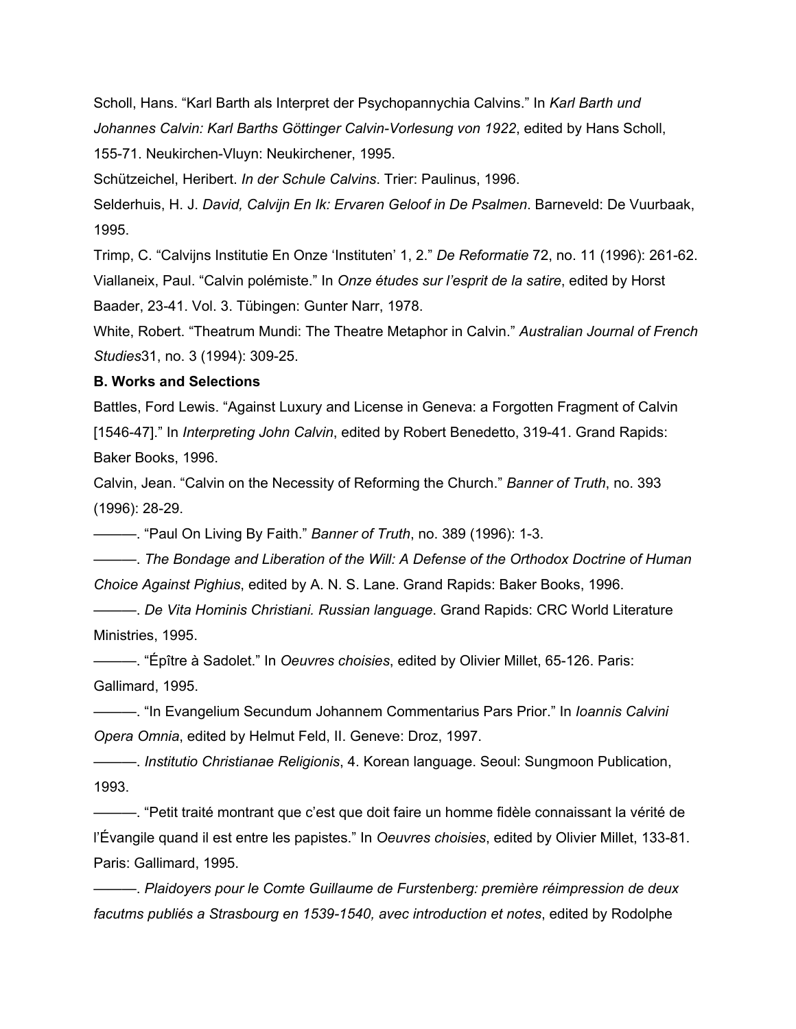Scholl, Hans. “Karl Barth als Interpret der Psychopannychia Calvins.” In *Karl Barth und Johannes Calvin: Karl Barths Göttinger Calvin-Vorlesung von 1922*, edited by Hans Scholl, 155-71. Neukirchen-Vluyn: Neukirchener, 1995.

Schützeichel, Heribert. *In der Schule Calvins*. Trier: Paulinus, 1996.

Selderhuis, H. J. *David, Calvijn En Ik: Ervaren Geloof in De Psalmen*. Barneveld: De Vuurbaak, 1995.

Trimp, C. “Calvijns Institutie En Onze ‘Instituten’ 1, 2.” *De Reformatie* 72, no. 11 (1996): 261-62.

Viallaneix, Paul. “Calvin polémiste.” In *Onze études sur l’esprit de la satire*, edited by Horst Baader, 23-41. Vol. 3. Tübingen: Gunter Narr, 1978.

White, Robert. “Theatrum Mundi: The Theatre Metaphor in Calvin.” *Australian Journal of French Studies*31, no. 3 (1994): 309-25.

**B. Works and Selections**

Battles, Ford Lewis. “Against Luxury and License in Geneva: a Forgotten Fragment of Calvin [1546-47].” In *Interpreting John Calvin*, edited by Robert Benedetto, 319-41. Grand Rapids: Baker Books, 1996.

Calvin, Jean. “Calvin on the Necessity of Reforming the Church.” *Banner of Truth*, no. 393 (1996): 28-29.

———. “Paul On Living By Faith.” *Banner of Truth*, no. 389 (1996): 1-3.

———. *The Bondage and Liberation of the Will: A Defense of the Orthodox Doctrine of Human Choice Against Pighius*, edited by A. N. S. Lane. Grand Rapids: Baker Books, 1996.

———. *De Vita Hominis Christiani. Russian language*. Grand Rapids: CRC World Literature Ministries, 1995.

———. “Épître à Sadolet.” In *Oeuvres choisies*, edited by Olivier Millet, 65-126. Paris: Gallimard, 1995.

———. “In Evangelium Secundum Johannem Commentarius Pars Prior.” In *Ioannis Calvini Opera Omnia*, edited by Helmut Feld, II. Geneve: Droz, 1997.

———. *Institutio Christianae Religionis*, 4. Korean language. Seoul: Sungmoon Publication, 1993.

———. “Petit traité montrant que c’est que doit faire un homme fidèle connaissant la vérité de l’Évangile quand il est entre les papistes.” In *Oeuvres choisies*, edited by Olivier Millet, 133-81. Paris: Gallimard, 1995.

———. *Plaidoyers pour le Comte Guillaume de Furstenberg: première réimpression de deux facutms publiés a Strasbourg en 1539-1540, avec introduction et notes*, edited by Rodolphe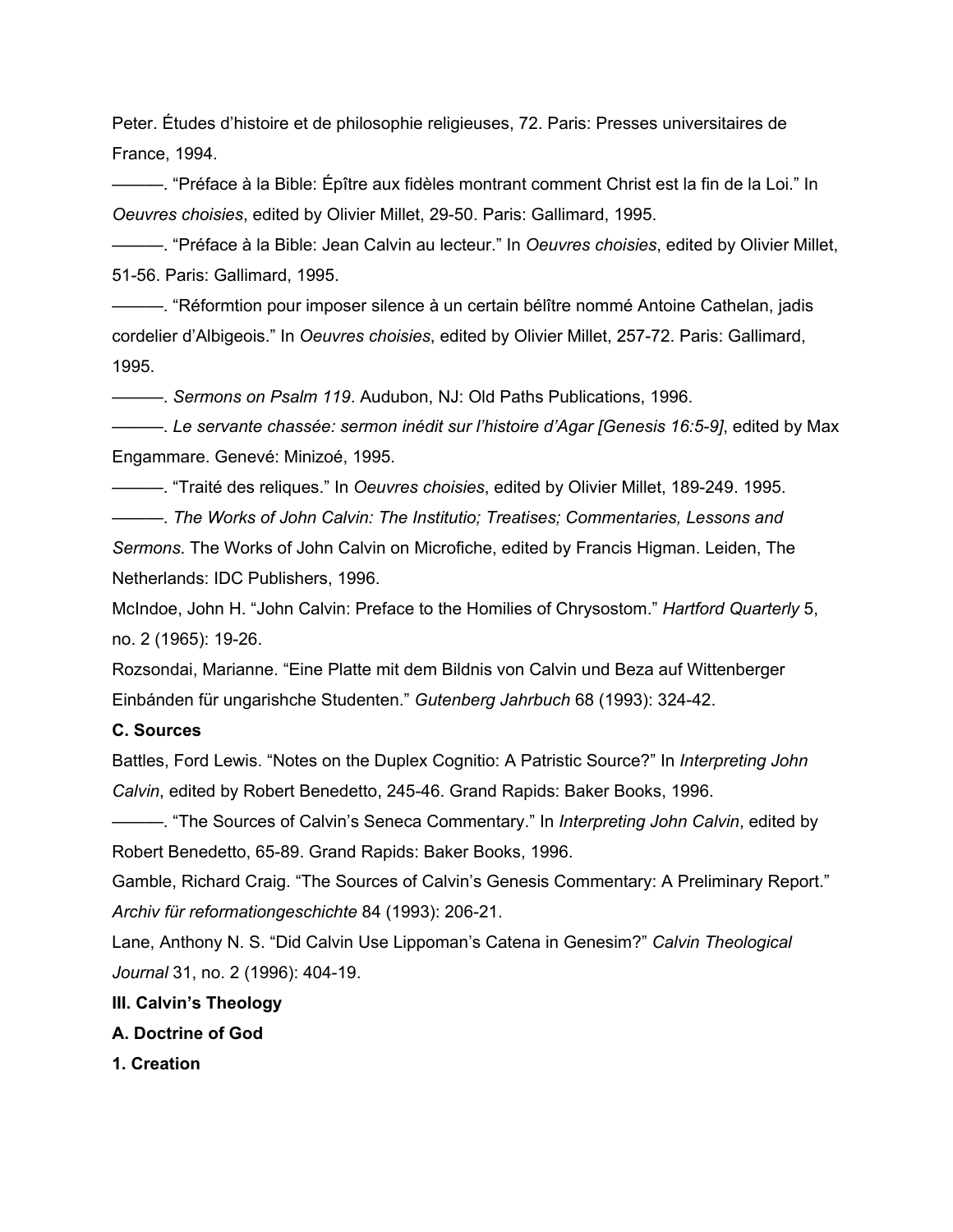Peter. Études d'histoire et de philosophie religieuses, 72. Paris: Presses universitaires de France, 1994.

———. "Préface à la Bible: Épître aux fidèles montrant comment Christ est la fin de la Loi." In *Oeuvres choisies*, edited by Olivier Millet, 29-50. Paris: Gallimard, 1995.

———. "Préface à la Bible: Jean Calvin au lecteur." In *Oeuvres choisies*, edited by Olivier Millet, 51-56. Paris: Gallimard, 1995.

———. "Réformtion pour imposer silence à un certain bélître nommé Antoine Cathelan, jadis cordelier d'Albigeois." In *Oeuvres choisies*, edited by Olivier Millet, 257-72. Paris: Gallimard, 1995.

———. *Sermons on Psalm 119*. Audubon, NJ: Old Paths Publications, 1996.

———. *Le servante chassée: sermon inédit sur l'histoire d'Agar [Genesis 16:5-9]*, edited by Max Engammare. Genevé: Minizoé, 1995.

———. "Traité des reliques." In *Oeuvres choisies*, edited by Olivier Millet, 189-249. 1995.

———. *The Works of John Calvin: The Institutio; Treatises; Commentaries, Lessons and Sermons*. The Works of John Calvin on Microfiche, edited by Francis Higman. Leiden, The Netherlands: IDC Publishers, 1996.

McIndoe, John H. "John Calvin: Preface to the Homilies of Chrysostom." *Hartford Quarterly* 5, no. 2 (1965): 19-26.

Rozsondai, Marianne. "Eine Platte mit dem Bildnis von Calvin und Beza auf Wittenberger Einbánden für ungarishche Studenten." *Gutenberg Jahrbuch* 68 (1993): 324-42.

**C. Sources**

Battles, Ford Lewis. "Notes on the Duplex Cognitio: A Patristic Source?" In *Interpreting John Calvin*, edited by Robert Benedetto, 245-46. Grand Rapids: Baker Books, 1996.

———. "The Sources of Calvin's Seneca Commentary." In *Interpreting John Calvin*, edited by Robert Benedetto, 65-89. Grand Rapids: Baker Books, 1996.

Gamble, Richard Craig. "The Sources of Calvin's Genesis Commentary: A Preliminary Report." *Archiv für reformationgeschichte* 84 (1993): 206-21.

Lane, Anthony N. S. "Did Calvin Use Lippoman's Catena in Genesim?" *Calvin Theological Journal* 31, no. 2 (1996): 404-19.

**III. Calvin's Theology**

**A. Doctrine of God**

**1. Creation**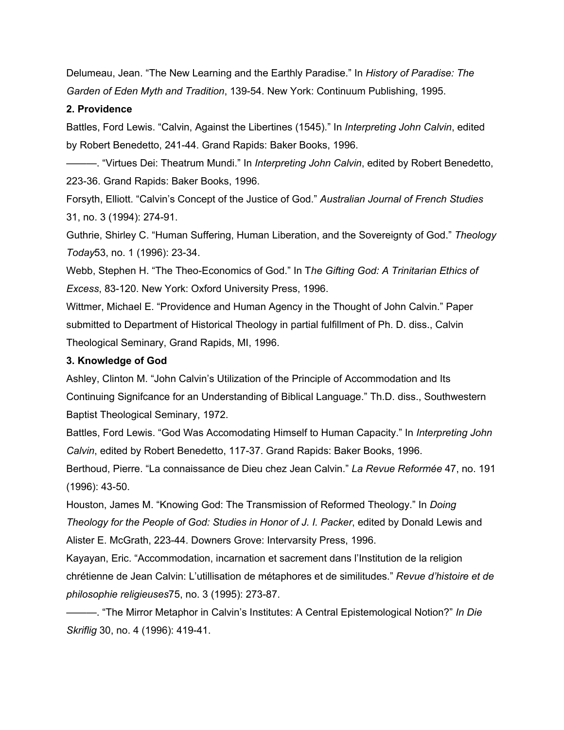Delumeau, Jean. “The New Learning and the Earthly Paradise.” In *History of Paradise: The Garden of Eden Myth and Tradition*, 139-54. New York: Continuum Publishing, 1995.

**2. Providence**

Battles, Ford Lewis. “Calvin, Against the Libertines (1545).” In *Interpreting John Calvin*, edited by Robert Benedetto, 241-44. Grand Rapids: Baker Books, 1996.

———. “Virtues Dei: Theatrum Mundi.” In *Interpreting John Calvin*, edited by Robert Benedetto, 223-36. Grand Rapids: Baker Books, 1996.

Forsyth, Elliott. “Calvin’s Concept of the Justice of God.” *Australian Journal of French Studies* 31, no. 3 (1994): 274-91.

Guthrie, Shirley C. “Human Suffering, Human Liberation, and the Sovereignty of God.” *Theology Today*53, no. 1 (1996): 23-34.

Webb, Stephen H. “The Theo-Economics of God.” In T*he Gifting God: A Trinitarian Ethics of Excess*, 83-120. New York: Oxford University Press, 1996.

Wittmer, Michael E. “Providence and Human Agency in the Thought of John Calvin.” Paper submitted to Department of Historical Theology in partial fulfillment of Ph. D. diss., Calvin Theological Seminary, Grand Rapids, MI, 1996.

**3. Knowledge of God**

Ashley, Clinton M. “John Calvin’s Utilization of the Principle of Accommodation and Its Continuing Signifcance for an Understanding of Biblical Language.” Th.D. diss., Southwestern Baptist Theological Seminary, 1972.

Battles, Ford Lewis. “God Was Accomodating Himself to Human Capacity.” In *Interpreting John Calvin*, edited by Robert Benedetto, 117-37. Grand Rapids: Baker Books, 1996.

Berthoud, Pierre. “La connaissance de Dieu chez Jean Calvin.” *La Revue Reformée* 47, no. 191 (1996): 43-50.

Houston, James M. “Knowing God: The Transmission of Reformed Theology.” In *Doing Theology for the People of God: Studies in Honor of J. I. Packer*, edited by Donald Lewis and Alister E. McGrath, 223-44. Downers Grove: Intervarsity Press, 1996.

Kayayan, Eric. “Accommodation, incarnation et sacrement dans l’Institution de la religion chrétienne de Jean Calvin: L’utillisation de métaphores et de similitudes.” *Revue d’histoire et de philosophie religieuses*75, no. 3 (1995): 273-87.

———. “The Mirror Metaphor in Calvin’s Institutes: A Central Epistemological Notion?” *In Die Skriflig* 30, no. 4 (1996): 419-41.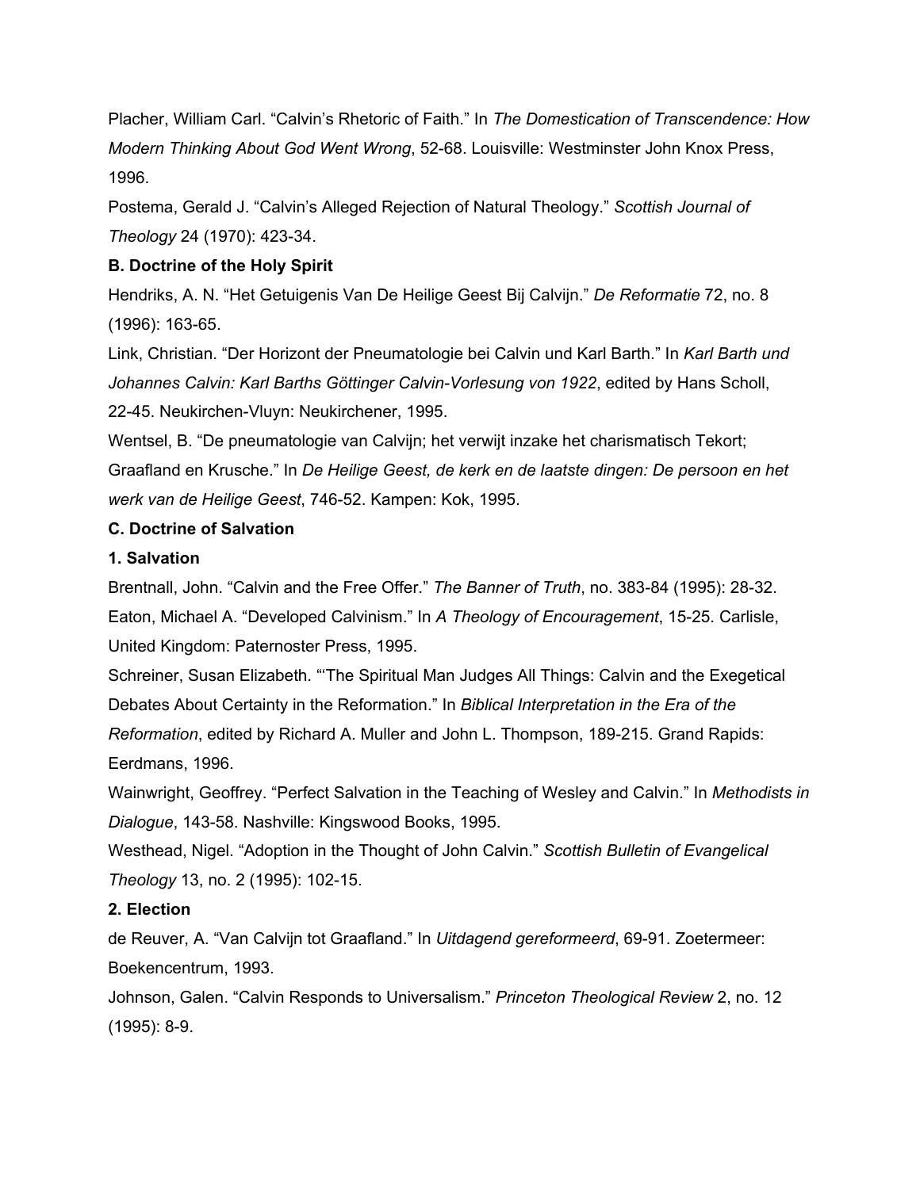Placher, William Carl. “Calvin’s Rhetoric of Faith.” In *The Domestication of Transcendence: How Modern Thinking About God Went Wrong*, 52-68. Louisville: Westminster John Knox Press, 1996.

Postema, Gerald J. “Calvin’s Alleged Rejection of Natural Theology.” *Scottish Journal of Theology* 24 (1970): 423-34.

**B. Doctrine of the Holy Spirit**

Hendriks, A. N. “Het Getuigenis Van De Heilige Geest Bij Calvijn.” *De Reformatie* 72, no. 8 (1996): 163-65.

Link, Christian. “Der Horizont der Pneumatologie bei Calvin und Karl Barth.” In *Karl Barth und Johannes Calvin: Karl Barths Göttinger Calvin-Vorlesung von 1922*, edited by Hans Scholl, 22-45. Neukirchen-Vluyn: Neukirchener, 1995.

Wentsel, B. “De pneumatologie van Calvijn; het verwijt inzake het charismatisch Tekort; Graafland en Krusche.” In *De Heilige Geest, de kerk en de laatste dingen: De persoon en het werk van de Heilige Geest*, 746-52. Kampen: Kok, 1995.

**C. Doctrine of Salvation**

**1. Salvation**

Brentnall, John. “Calvin and the Free Offer.” *The Banner of Truth*, no. 383-84 (1995): 28-32.

Eaton, Michael A. “Developed Calvinism.” In *A Theology of Encouragement*, 15-25. Carlisle, United Kingdom: Paternoster Press, 1995.

Schreiner, Susan Elizabeth. “‘The Spiritual Man Judges All Things: Calvin and the Exegetical Debates About Certainty in the Reformation.” In *Biblical Interpretation in the Era of the Reformation*, edited by Richard A. Muller and John L. Thompson, 189-215. Grand Rapids: Eerdmans, 1996.

Wainwright, Geoffrey. “Perfect Salvation in the Teaching of Wesley and Calvin.” In *Methodists in Dialogue*, 143-58. Nashville: Kingswood Books, 1995.

Westhead, Nigel. “Adoption in the Thought of John Calvin.” *Scottish Bulletin of Evangelical Theology* 13, no. 2 (1995): 102-15.

**2. Election**

de Reuver, A. “Van Calvijn tot Graafland.” In *Uitdagend gereformeerd*, 69-91. Zoetermeer: Boekencentrum, 1993.

Johnson, Galen. “Calvin Responds to Universalism.” *Princeton Theological Review* 2, no. 12 (1995): 8-9.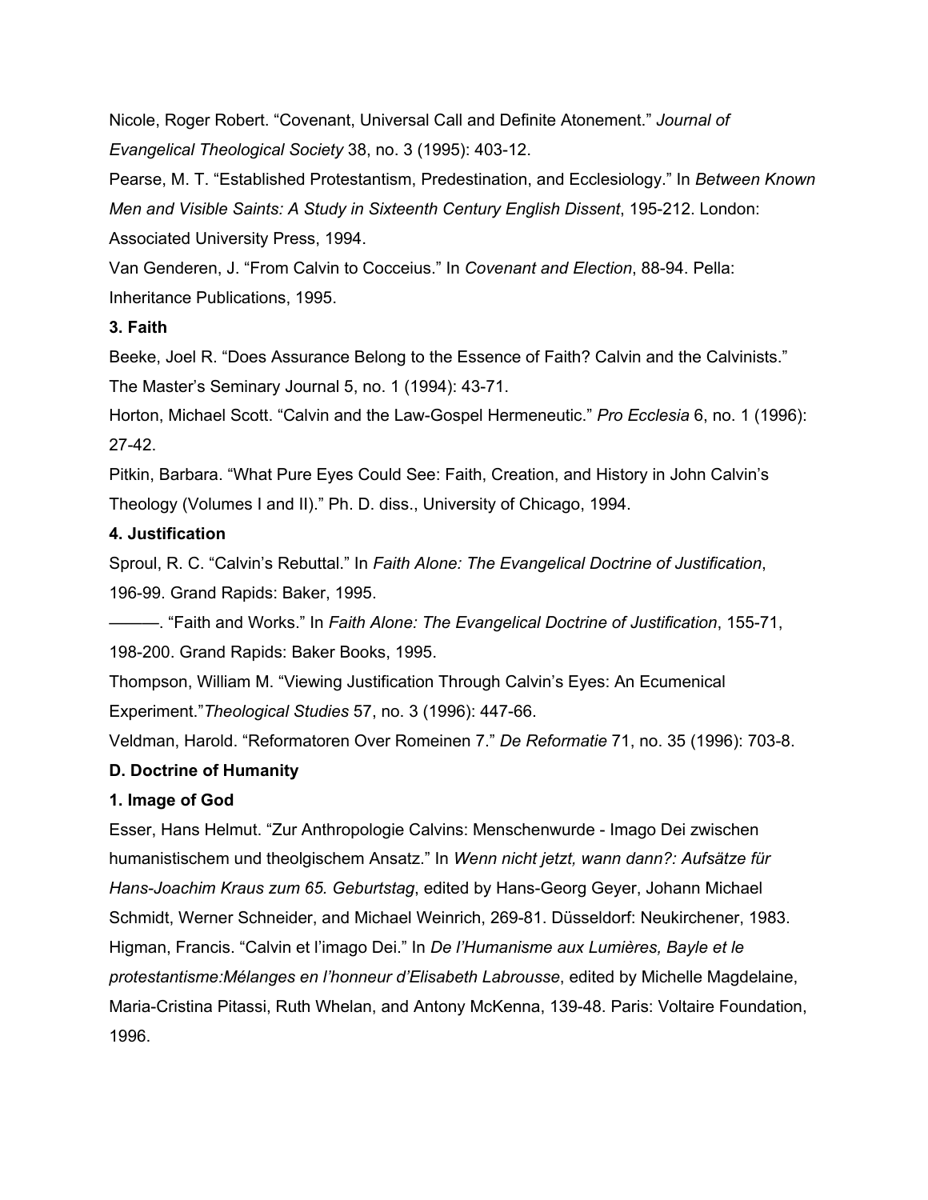Nicole, Roger Robert. “Covenant, Universal Call and Definite Atonement.” *Journal of Evangelical Theological Society* 38, no. 3 (1995): 403-12.

Pearse, M. T. “Established Protestantism, Predestination, and Ecclesiology.” In *Between Known Men and Visible Saints: A Study in Sixteenth Century English Dissent*, 195-212. London: Associated University Press, 1994.

Van Genderen, J. “From Calvin to Cocceius.” In *Covenant and Election*, 88-94. Pella: Inheritance Publications, 1995.

**3. Faith**

Beeke, Joel R. “Does Assurance Belong to the Essence of Faith? Calvin and the Calvinists.” The Master’s Seminary Journal 5, no. 1 (1994): 43-71.

Horton, Michael Scott. “Calvin and the Law-Gospel Hermeneutic.” *Pro Ecclesia* 6, no. 1 (1996): 27-42.

Pitkin, Barbara. “What Pure Eyes Could See: Faith, Creation, and History in John Calvin’s Theology (Volumes I and II).” Ph. D. diss., University of Chicago, 1994.

**4. Justification**

Sproul, R. C. “Calvin’s Rebuttal.” In *Faith Alone: The Evangelical Doctrine of Justification*, 196-99. Grand Rapids: Baker, 1995.

———. “Faith and Works.” In *Faith Alone: The Evangelical Doctrine of Justification*, 155-71, 198-200. Grand Rapids: Baker Books, 1995.

Thompson, William M. “Viewing Justification Through Calvin’s Eyes: An Ecumenical Experiment.”*Theological Studies* 57, no. 3 (1996): 447-66.

Veldman, Harold. “Reformatoren Over Romeinen 7.” *De Reformatie* 71, no. 35 (1996): 703-8.

**D. Doctrine of Humanity**

**1. Image of God**

Esser, Hans Helmut. “Zur Anthropologie Calvins: Menschenwurde - Imago Dei zwischen humanistischem und theolgischem Ansatz.” In *Wenn nicht jetzt, wann dann?: Aufsätze für Hans-Joachim Kraus zum 65. Geburtstag*, edited by Hans-Georg Geyer, Johann Michael Schmidt, Werner Schneider, and Michael Weinrich, 269-81. Düsseldorf: Neukirchener, 1983.

Higman, Francis. “Calvin et l’imago Dei.” In *De l’Humanisme aux Lumières, Bayle et le protestantisme:Mélanges en l’honneur d’Elisabeth Labrousse*, edited by Michelle Magdelaine, Maria-Cristina Pitassi, Ruth Whelan, and Antony McKenna, 139-48. Paris: Voltaire Foundation, 1996.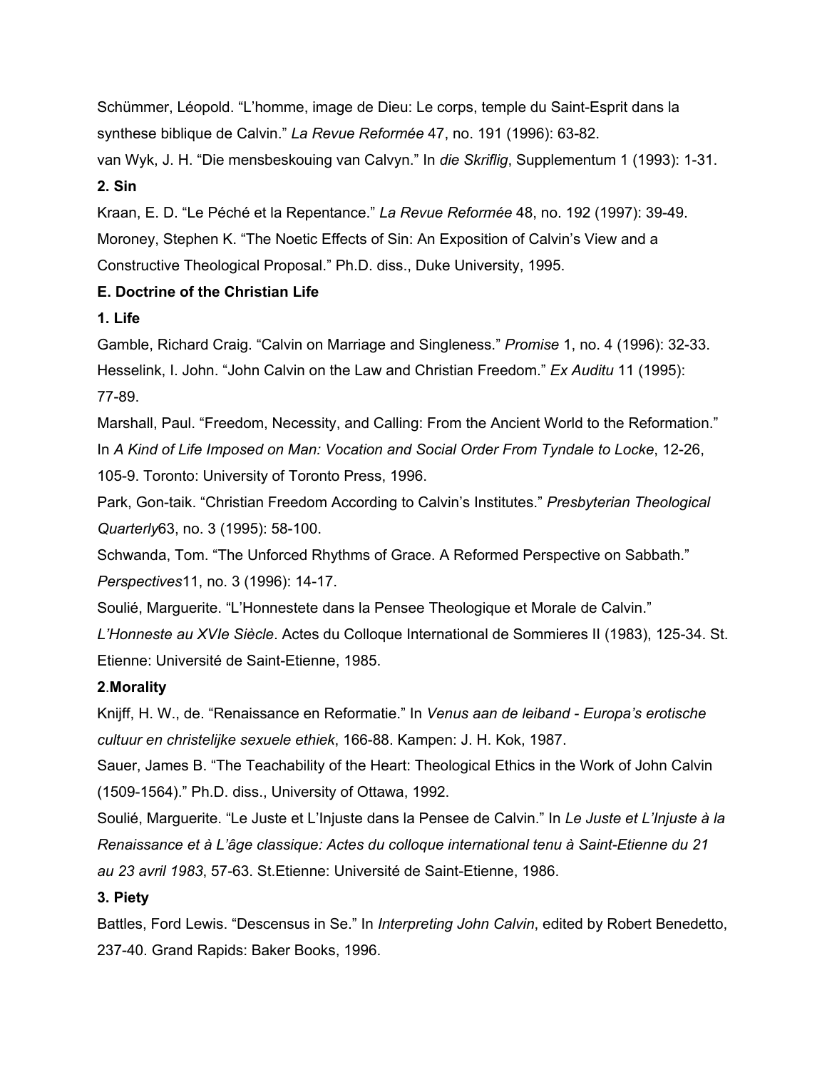Schümmer, Léopold. “L’homme, image de Dieu: Le corps, temple du Saint-Esprit dans la synthese biblique de Calvin.” *La Revue Reformée* 47, no. 191 (1996): 63-82.

van Wyk, J. H. “Die mensbeskouing van Calvyn.” In *die Skriflig*, Supplementum 1 (1993): 1-31.

**2. Sin**

Kraan, E. D. “Le Péché et la Repentance.” *La Revue Reformée* 48, no. 192 (1997): 39-49.

Moroney, Stephen K. “The Noetic Effects of Sin: An Exposition of Calvin’s View and a Constructive Theological Proposal.” Ph.D. diss., Duke University, 1995.

**E. Doctrine of the Christian Life**

**1. Life**

Gamble, Richard Craig. “Calvin on Marriage and Singleness.” *Promise* 1, no. 4 (1996): 32-33.

Hesselink, I. John. “John Calvin on the Law and Christian Freedom.” *Ex Auditu* 11 (1995): 77-89.

Marshall, Paul. “Freedom, Necessity, and Calling: From the Ancient World to the Reformation.” In *A Kind of Life Imposed on Man: Vocation and Social Order From Tyndale to Locke*, 12-26, 105-9. Toronto: University of Toronto Press, 1996.

Park, Gon-taik. “Christian Freedom According to Calvin’s Institutes.” *Presbyterian Theological Quarterly*63, no. 3 (1995): 58-100.

Schwanda, Tom. “The Unforced Rhythms of Grace. A Reformed Perspective on Sabbath.” *Perspectives*11, no. 3 (1996): 14-17.

Soulié, Marguerite. “L’Honnestete dans la Pensee Theologique et Morale de Calvin.” *L’Honneste au XVIe Siècle*. Actes du Colloque International de Sommieres II (1983), 125-34. St. Etienne: Université de Saint-Etienne, 1985.

**2**.**Morality**

Knijff, H. W., de. “Renaissance en Reformatie.” In *Venus aan de leiband - Europa’s erotische cultuur en christelijke sexuele ethiek*, 166-88. Kampen: J. H. Kok, 1987.

Sauer, James B. “The Teachability of the Heart: Theological Ethics in the Work of John Calvin (1509-1564).” Ph.D. diss., University of Ottawa, 1992.

Soulié, Marguerite. “Le Juste et L’Injuste dans la Pensee de Calvin.” In *Le Juste et L’Injuste à la Renaissance et à L’âge classique: Actes du colloque international tenu à Saint-Etienne du 21 au 23 avril 1983*, 57-63. St.Etienne: Université de Saint-Etienne, 1986.

**3. Piety**

Battles, Ford Lewis. “Descensus in Se.” In *Interpreting John Calvin*, edited by Robert Benedetto, 237-40. Grand Rapids: Baker Books, 1996.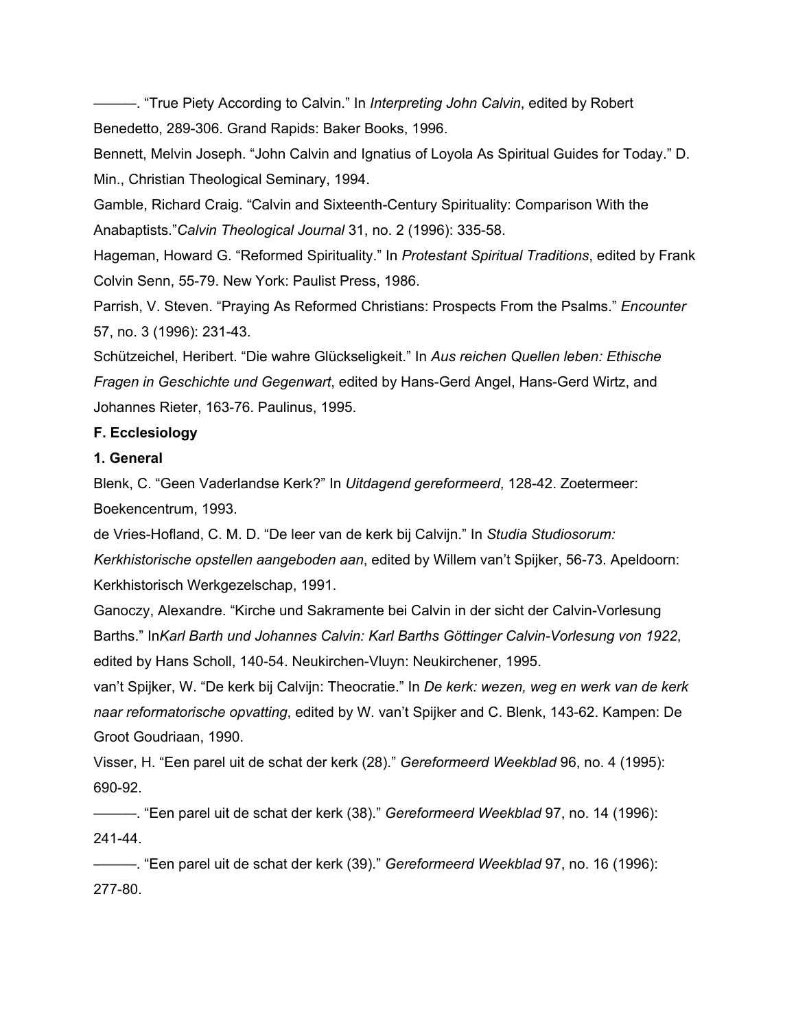———. “True Piety According to Calvin.” In *Interpreting John Calvin*, edited by Robert Benedetto, 289-306. Grand Rapids: Baker Books, 1996.

Bennett, Melvin Joseph. “John Calvin and Ignatius of Loyola As Spiritual Guides for Today.” D. Min., Christian Theological Seminary, 1994.

Gamble, Richard Craig. “Calvin and Sixteenth-Century Spirituality: Comparison With the Anabaptists.”*Calvin Theological Journal* 31, no. 2 (1996): 335-58.

Hageman, Howard G. “Reformed Spirituality.” In *Protestant Spiritual Traditions*, edited by Frank Colvin Senn, 55-79. New York: Paulist Press, 1986.

Parrish, V. Steven. “Praying As Reformed Christians: Prospects From the Psalms.” *Encounter* 57, no. 3 (1996): 231-43.

Schützeichel, Heribert. “Die wahre Glückseligkeit.” In *Aus reichen Quellen leben: Ethische Fragen in Geschichte und Gegenwart*, edited by Hans-Gerd Angel, Hans-Gerd Wirtz, and Johannes Rieter, 163-76. Paulinus, 1995.

**F. Ecclesiology**

**1. General**

Blenk, C. “Geen Vaderlandse Kerk?” In *Uitdagend gereformeerd*, 128-42. Zoetermeer: Boekencentrum, 1993.

de Vries-Hofland, C. M. D. “De leer van de kerk bij Calvijn.” In *Studia Studiosorum: Kerkhistorische opstellen aangeboden aan*, edited by Willem van’t Spijker, 56-73. Apeldoorn: Kerkhistorisch Werkgezelschap, 1991.

Ganoczy, Alexandre. “Kirche und Sakramente bei Calvin in der sicht der Calvin-Vorlesung Barths.” In*Karl Barth und Johannes Calvin: Karl Barths Göttinger Calvin-Vorlesung von 1922*, edited by Hans Scholl, 140-54. Neukirchen-Vluyn: Neukirchener, 1995.

van’t Spijker, W. “De kerk bij Calvijn: Theocratie.” In *De kerk: wezen, weg en werk van de kerk naar reformatorische opvatting*, edited by W. van’t Spijker and C. Blenk, 143-62. Kampen: De Groot Goudriaan, 1990.

Visser, H. “Een parel uit de schat der kerk (28).” *Gereformeerd Weekblad* 96, no. 4 (1995): 690-92.

———. “Een parel uit de schat der kerk (38).” *Gereformeerd Weekblad* 97, no. 14 (1996): 241-44.

———. “Een parel uit de schat der kerk (39).” *Gereformeerd Weekblad* 97, no. 16 (1996): 277-80.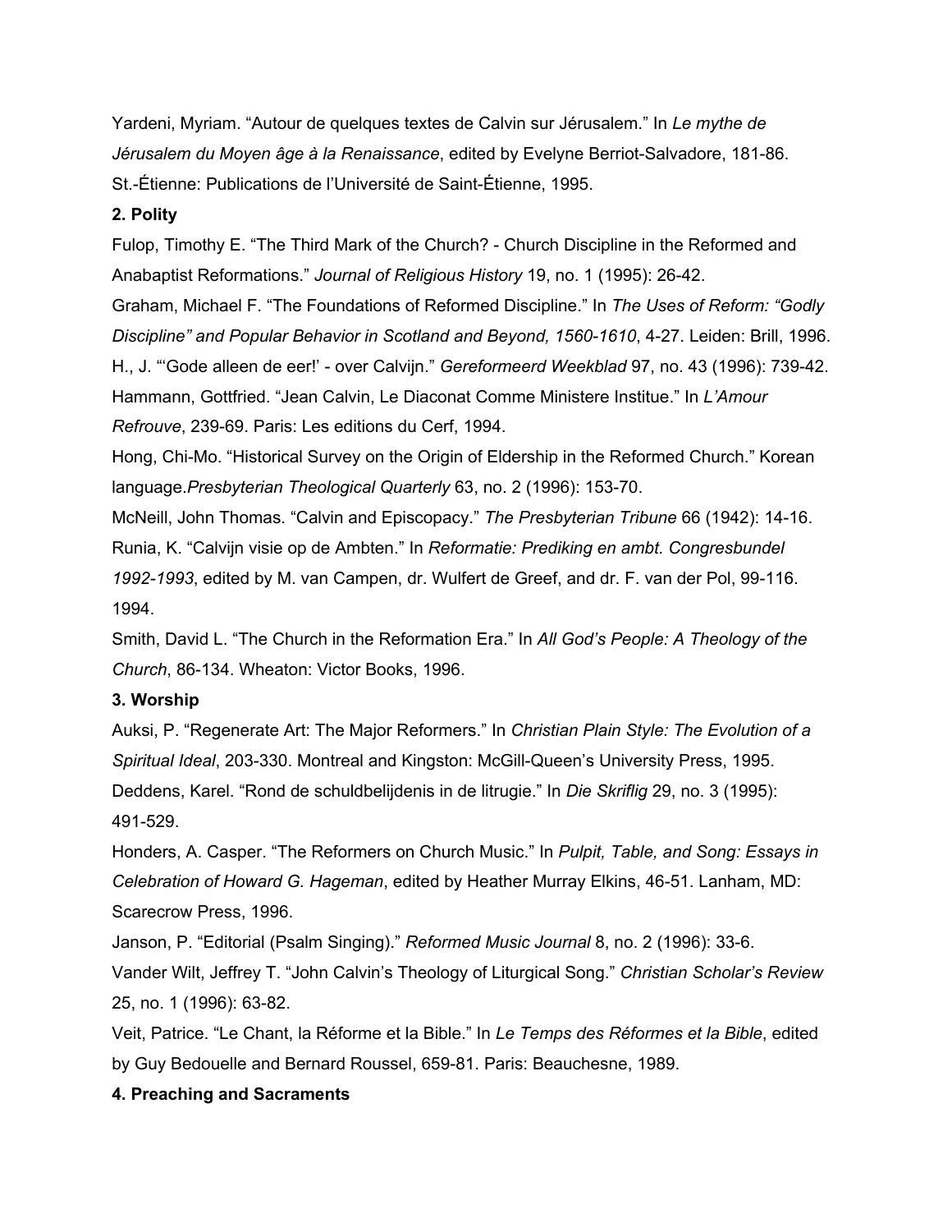Yardeni, Myriam. “Autour de quelques textes de Calvin sur Jérusalem.” In *Le mythe de Jérusalem du Moyen âge à la Renaissance*, edited by Evelyne Berriot-Salvadore, 181-86. St.-Étienne: Publications de l’Université de Saint-Étienne, 1995.

**2. Polity**

Fulop, Timothy E. “The Third Mark of the Church? - Church Discipline in the Reformed and Anabaptist Reformations.” *Journal of Religious History* 19, no. 1 (1995): 26-42.

Graham, Michael F. “The Foundations of Reformed Discipline.” In *The Uses of Reform: “Godly Discipline” and Popular Behavior in Scotland and Beyond, 1560-1610*, 4-27. Leiden: Brill, 1996.

H., J. “‘Gode alleen de eer!’ - over Calvijn.” *Gereformeerd Weekblad* 97, no. 43 (1996): 739-42.

Hammann, Gottfried. “Jean Calvin, Le Diaconat Comme Ministere Institue.” In *L’Amour Refrouve*, 239-69. Paris: Les editions du Cerf, 1994.

Hong, Chi-Mo. “Historical Survey on the Origin of Eldership in the Reformed Church.” Korean language.*Presbyterian Theological Quarterly* 63, no. 2 (1996): 153-70.

McNeill, John Thomas. “Calvin and Episcopacy.” *The Presbyterian Tribune* 66 (1942): 14-16.

Runia, K. “Calvijn visie op de Ambten.” In *Reformatie: Prediking en ambt. Congresbundel 1992-1993*, edited by M. van Campen, dr. Wulfert de Greef, and dr. F. van der Pol, 99-116. 1994.

Smith, David L. “The Church in the Reformation Era.” In *All God’s People: A Theology of the Church*, 86-134. Wheaton: Victor Books, 1996.

**3. Worship**

Auksi, P. “Regenerate Art: The Major Reformers.” In *Christian Plain Style: The Evolution of a Spiritual Ideal*, 203-330. Montreal and Kingston: McGill-Queen’s University Press, 1995.

Deddens, Karel. “Rond de schuldbelijdenis in de litrugie.” In *Die Skriflig* 29, no. 3 (1995): 491-529.

Honders, A. Casper. “The Reformers on Church Music.” In *Pulpit, Table, and Song: Essays in Celebration of Howard G. Hageman*, edited by Heather Murray Elkins, 46-51. Lanham, MD: Scarecrow Press, 1996.

Janson, P. “Editorial (Psalm Singing).” *Reformed Music Journal* 8, no. 2 (1996): 33-6.

Vander Wilt, Jeffrey T. “John Calvin’s Theology of Liturgical Song.” *Christian Scholar’s Review* 25, no. 1 (1996): 63-82.

Veit, Patrice. “Le Chant, la Réforme et la Bible.” In *Le Temps des Réformes et la Bible*, edited by Guy Bedouelle and Bernard Roussel, 659-81. Paris: Beauchesne, 1989.

**4. Preaching and Sacraments**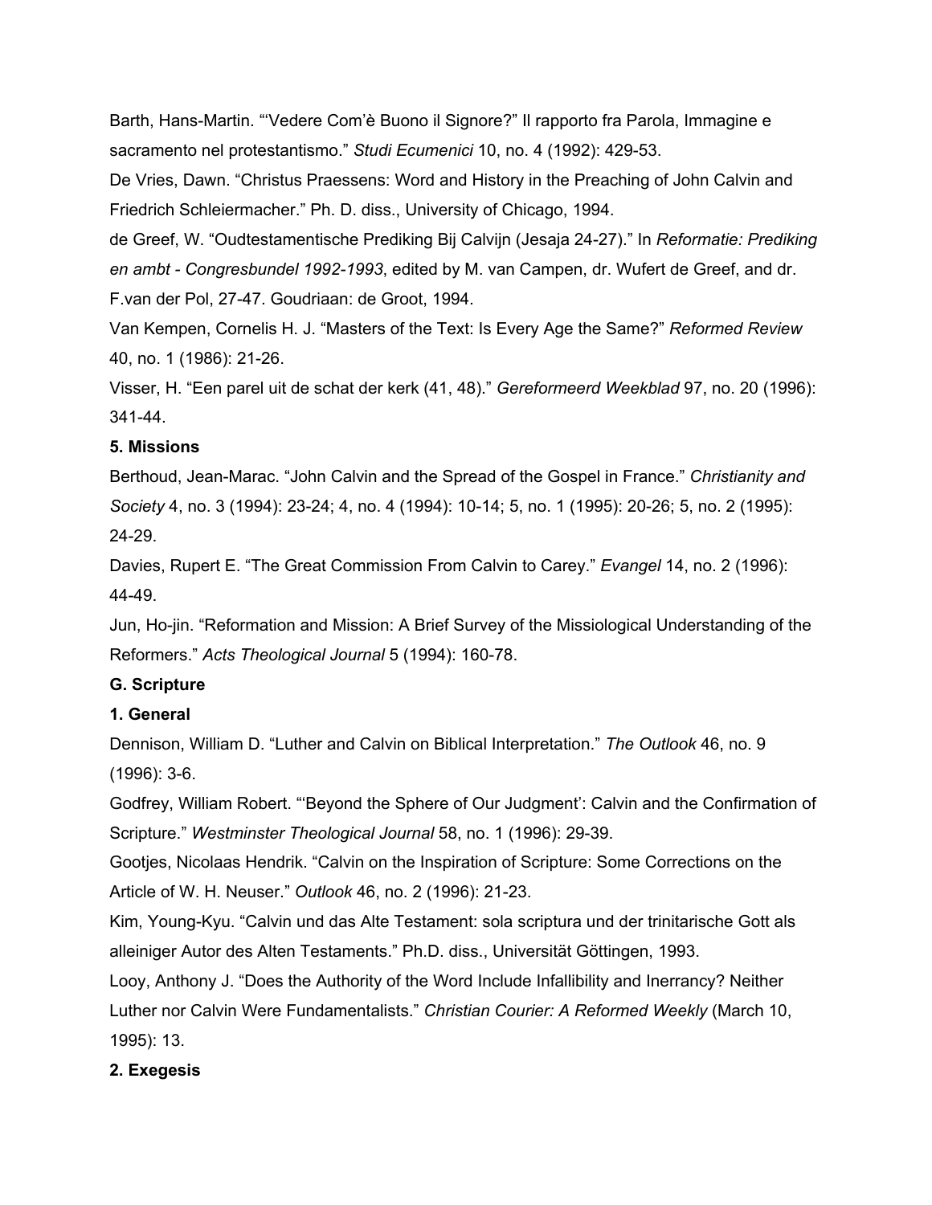Barth, Hans-Martin. "'Vedere Com'è Buono il Signore?" Il rapporto fra Parola, Immagine e sacramento nel protestantismo." *Studi Ecumenici* 10, no. 4 (1992): 429-53.

De Vries, Dawn. "Christus Praessens: Word and History in the Preaching of John Calvin and Friedrich Schleiermacher." Ph. D. diss., University of Chicago, 1994.

de Greef, W. "Oudtestamentische Prediking Bij Calvijn (Jesaja 24-27)." In *Reformatie: Prediking en ambt - Congresbundel 1992-1993*, edited by M. van Campen, dr. Wufert de Greef, and dr. F.van der Pol, 27-47. Goudriaan: de Groot, 1994.

Van Kempen, Cornelis H. J. "Masters of the Text: Is Every Age the Same?" *Reformed Review* 40, no. 1 (1986): 21-26.

Visser, H. "Een parel uit de schat der kerk (41, 48)." *Gereformeerd Weekblad* 97, no. 20 (1996): 341-44.

**5. Missions**

Berthoud, Jean-Marac. "John Calvin and the Spread of the Gospel in France." *Christianity and Society* 4, no. 3 (1994): 23-24; 4, no. 4 (1994): 10-14; 5, no. 1 (1995): 20-26; 5, no. 2 (1995): 24-29.

Davies, Rupert E. "The Great Commission From Calvin to Carey." *Evangel* 14, no. 2 (1996): 44-49.

Jun, Ho-jin. "Reformation and Mission: A Brief Survey of the Missiological Understanding of the Reformers." *Acts Theological Journal* 5 (1994): 160-78.

**G. Scripture**

**1. General**

Dennison, William D. "Luther and Calvin on Biblical Interpretation." *The Outlook* 46, no. 9 (1996): 3-6.

Godfrey, William Robert. "'Beyond the Sphere of Our Judgment': Calvin and the Confirmation of Scripture." *Westminster Theological Journal* 58, no. 1 (1996): 29-39.

Gootjes, Nicolaas Hendrik. "Calvin on the Inspiration of Scripture: Some Corrections on the Article of W. H. Neuser." *Outlook* 46, no. 2 (1996): 21-23.

Kim, Young-Kyu. "Calvin und das Alte Testament: sola scriptura und der trinitarische Gott als alleiniger Autor des Alten Testaments." Ph.D. diss., Universität Göttingen, 1993.

Looy, Anthony J. "Does the Authority of the Word Include Infallibility and Inerrancy? Neither Luther nor Calvin Were Fundamentalists." *Christian Courier: A Reformed Weekly* (March 10, 1995): 13.

**2. Exegesis**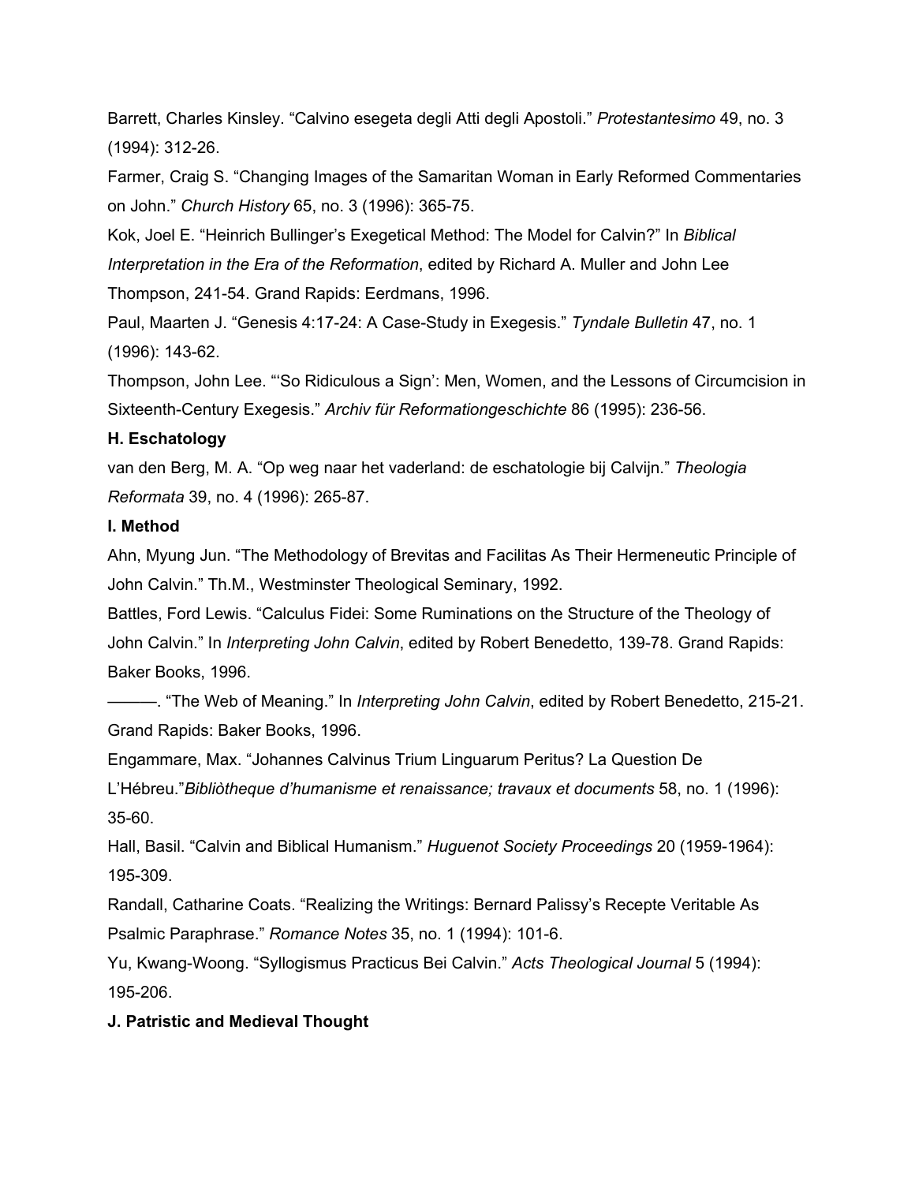Barrett, Charles Kinsley. “Calvino esegeta degli Atti degli Apostoli.” *Protestantesimo* 49, no. 3 (1994): 312-26.

Farmer, Craig S. “Changing Images of the Samaritan Woman in Early Reformed Commentaries on John.” *Church History* 65, no. 3 (1996): 365-75.

Kok, Joel E. “Heinrich Bullinger’s Exegetical Method: The Model for Calvin?” In *Biblical Interpretation in the Era of the Reformation*, edited by Richard A. Muller and John Lee Thompson, 241-54. Grand Rapids: Eerdmans, 1996.

Paul, Maarten J. “Genesis 4:17-24: A Case-Study in Exegesis.” *Tyndale Bulletin* 47, no. 1 (1996): 143-62.

Thompson, John Lee. “‘So Ridiculous a Sign’: Men, Women, and the Lessons of Circumcision in Sixteenth-Century Exegesis.” *Archiv für Reformationgeschichte* 86 (1995): 236-56.

**H. Eschatology**

van den Berg, M. A. “Op weg naar het vaderland: de eschatologie bij Calvijn.” *Theologia Reformata* 39, no. 4 (1996): 265-87.

**I. Method**

Ahn, Myung Jun. “The Methodology of Brevitas and Facilitas As Their Hermeneutic Principle of John Calvin.” Th.M., Westminster Theological Seminary, 1992.

Battles, Ford Lewis. “Calculus Fidei: Some Ruminations on the Structure of the Theology of John Calvin.” In *Interpreting John Calvin*, edited by Robert Benedetto, 139-78. Grand Rapids: Baker Books, 1996.

———. “The Web of Meaning.” In *Interpreting John Calvin*, edited by Robert Benedetto, 215-21. Grand Rapids: Baker Books, 1996.

Engammare, Max. “Johannes Calvinus Trium Linguarum Peritus? La Question De L’Hébreu.”*Bibliòtheque d’humanisme et renaissance; travaux et documents* 58, no. 1 (1996): 35-60.

Hall, Basil. “Calvin and Biblical Humanism.” *Huguenot Society Proceedings* 20 (1959-1964): 195-309.

Randall, Catharine Coats. “Realizing the Writings: Bernard Palissy’s Recepte Veritable As Psalmic Paraphrase.” *Romance Notes* 35, no. 1 (1994): 101-6.

Yu, Kwang-Woong. “Syllogismus Practicus Bei Calvin.” *Acts Theological Journal* 5 (1994): 195-206.

**J. Patristic and Medieval Thought**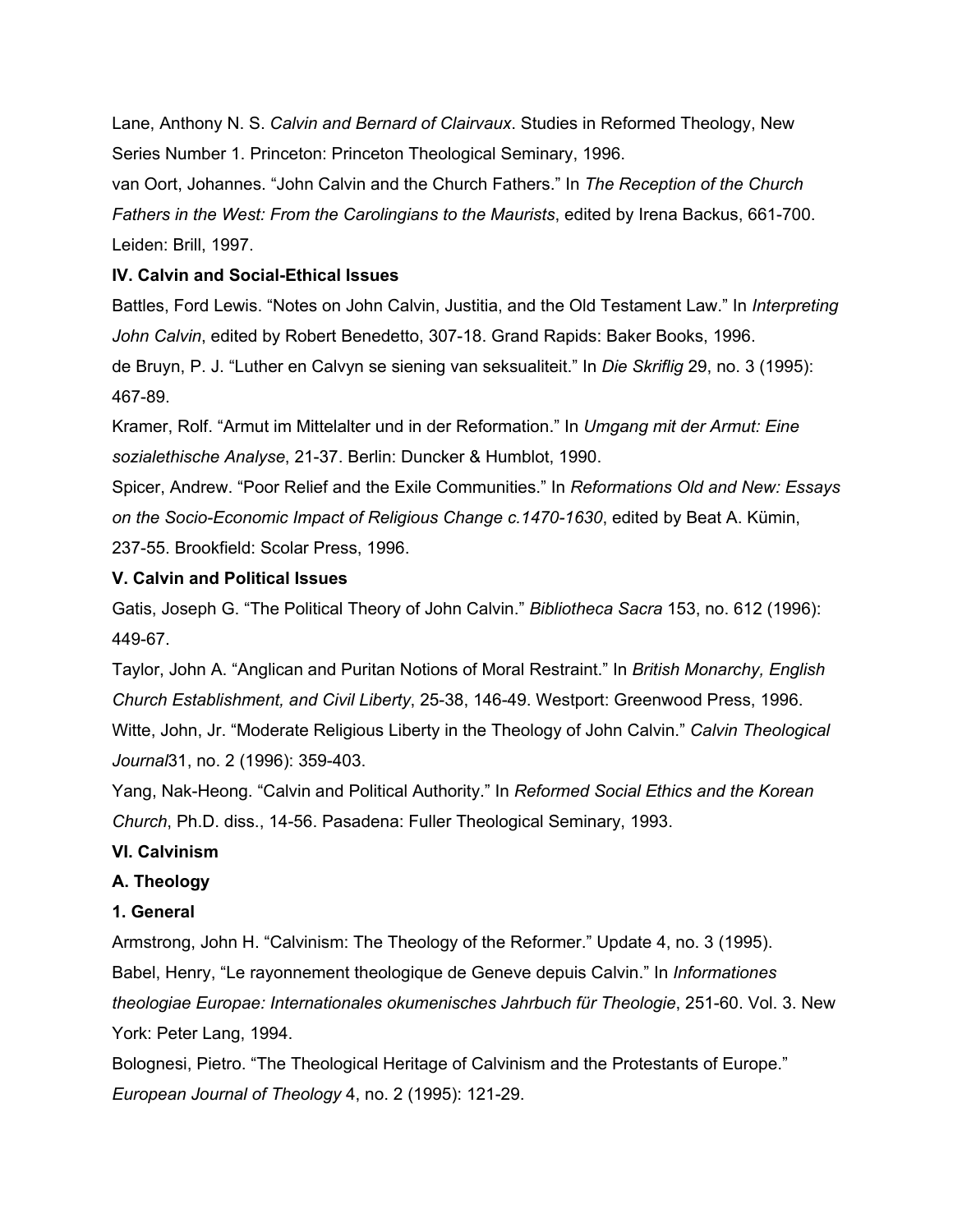Lane, Anthony N. S. *Calvin and Bernard of Clairvaux*. Studies in Reformed Theology, New Series Number 1. Princeton: Princeton Theological Seminary, 1996.

van Oort, Johannes. "John Calvin and the Church Fathers." In *The Reception of the Church Fathers in the West: From the Carolingians to the Maurists*, edited by Irena Backus, 661-700. Leiden: Brill, 1997.

**IV. Calvin and Social-Ethical Issues**

Battles, Ford Lewis. "Notes on John Calvin, Justitia, and the Old Testament Law." In *Interpreting John Calvin*, edited by Robert Benedetto, 307-18. Grand Rapids: Baker Books, 1996.

de Bruyn, P. J. "Luther en Calvyn se siening van seksualiteit." In *Die Skriflig* 29, no. 3 (1995): 467-89.

Kramer, Rolf. "Armut im Mittelalter und in der Reformation." In *Umgang mit der Armut: Eine sozialethische Analyse*, 21-37. Berlin: Duncker & Humblot, 1990.

Spicer, Andrew. "Poor Relief and the Exile Communities." In *Reformations Old and New: Essays on the Socio-Economic Impact of Religious Change c.1470-1630*, edited by Beat A. Kümin, 237-55. Brookfield: Scolar Press, 1996.

**V. Calvin and Political Issues**

Gatis, Joseph G. "The Political Theory of John Calvin." *Bibliotheca Sacra* 153, no. 612 (1996): 449-67.

Taylor, John A. "Anglican and Puritan Notions of Moral Restraint." In *British Monarchy, English Church Establishment, and Civil Liberty*, 25-38, 146-49. Westport: Greenwood Press, 1996.

Witte, John, Jr. "Moderate Religious Liberty in the Theology of John Calvin." *Calvin Theological Journal*31, no. 2 (1996): 359-403.

Yang, Nak-Heong. "Calvin and Political Authority." In *Reformed Social Ethics and the Korean Church*, Ph.D. diss., 14-56. Pasadena: Fuller Theological Seminary, 1993.

**VI. Calvinism**

**A. Theology**

**1. General**

Armstrong, John H. "Calvinism: The Theology of the Reformer." Update 4, no. 3 (1995).

Babel, Henry, "Le rayonnement theologique de Geneve depuis Calvin." In *Informationes theologiae Europae: Internationales okumenisches Jahrbuch für Theologie*, 251-60. Vol. 3. New York: Peter Lang, 1994.

Bolognesi, Pietro. "The Theological Heritage of Calvinism and the Protestants of Europe." *European Journal of Theology* 4, no. 2 (1995): 121-29.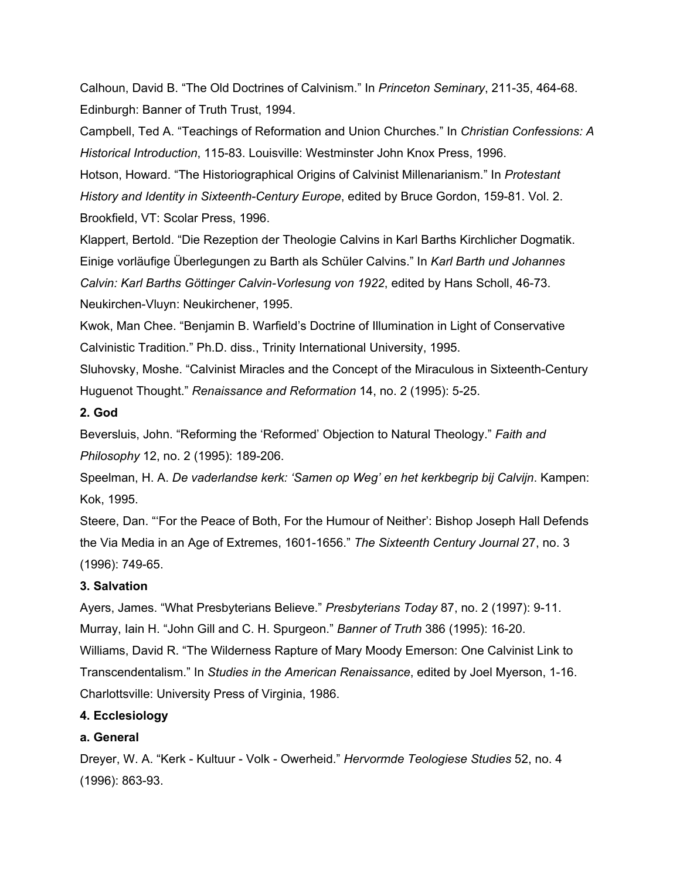Calhoun, David B. “The Old Doctrines of Calvinism.” In *Princeton Seminary*, 211-35, 464-68. Edinburgh: Banner of Truth Trust, 1994.

Campbell, Ted A. “Teachings of Reformation and Union Churches.” In *Christian Confessions: A Historical Introduction*, 115-83. Louisville: Westminster John Knox Press, 1996.

Hotson, Howard. “The Historiographical Origins of Calvinist Millenarianism.” In *Protestant History and Identity in Sixteenth-Century Europe*, edited by Bruce Gordon, 159-81. Vol. 2. Brookfield, VT: Scolar Press, 1996.

Klappert, Bertold. “Die Rezeption der Theologie Calvins in Karl Barths Kirchlicher Dogmatik. Einige vorläufige Überlegungen zu Barth als Schüler Calvins.” In *Karl Barth und Johannes Calvin: Karl Barths Göttinger Calvin-Vorlesung von 1922*, edited by Hans Scholl, 46-73. Neukirchen-Vluyn: Neukirchener, 1995.

Kwok, Man Chee. “Benjamin B. Warfield’s Doctrine of Illumination in Light of Conservative Calvinistic Tradition.” Ph.D. diss., Trinity International University, 1995.

Sluhovsky, Moshe. “Calvinist Miracles and the Concept of the Miraculous in Sixteenth-Century Huguenot Thought.” *Renaissance and Reformation* 14, no. 2 (1995): 5-25.

**2. God**

Beversluis, John. “Reforming the ‘Reformed’ Objection to Natural Theology.” *Faith and Philosophy* 12, no. 2 (1995): 189-206.

Speelman, H. A. *De vaderlandse kerk: ‘Samen op Weg’ en het kerkbegrip bij Calvijn*. Kampen: Kok, 1995.

Steere, Dan. “‘For the Peace of Both, For the Humour of Neither’: Bishop Joseph Hall Defends the Via Media in an Age of Extremes, 1601-1656.” *The Sixteenth Century Journal* 27, no. 3 (1996): 749-65.

**3. Salvation**

Ayers, James. “What Presbyterians Believe.” *Presbyterians Today* 87, no. 2 (1997): 9-11.

Murray, Iain H. “John Gill and C. H. Spurgeon.” *Banner of Truth* 386 (1995): 16-20.

Williams, David R. “The Wilderness Rapture of Mary Moody Emerson: One Calvinist Link to Transcendentalism.” In *Studies in the American Renaissance*, edited by Joel Myerson, 1-16. Charlottsville: University Press of Virginia, 1986.

**4. Ecclesiology**

**a. General**

Dreyer, W. A. “Kerk - Kultuur - Volk - Owerheid.” *Hervormde Teologiese Studies* 52, no. 4 (1996): 863-93.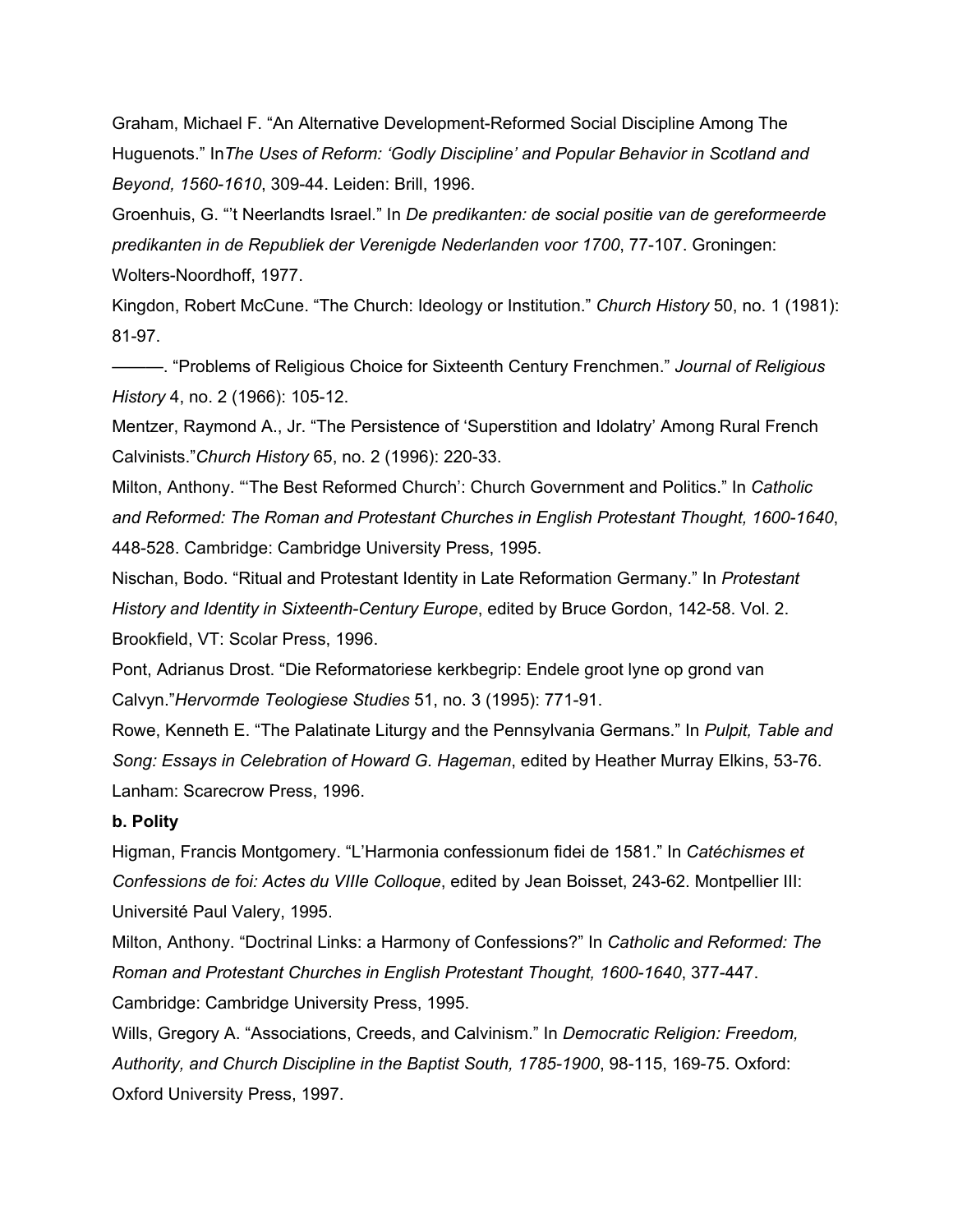Graham, Michael F. “An Alternative Development-Reformed Social Discipline Among The Huguenots.” In*The Uses of Reform: ‘Godly Discipline’ and Popular Behavior in Scotland and Beyond, 1560-1610*, 309-44. Leiden: Brill, 1996.

Groenhuis, G. “’t Neerlandts Israel.” In *De predikanten: de social positie van de gereformeerde predikanten in de Republiek der Verenigde Nederlanden voor 1700*, 77-107. Groningen: Wolters-Noordhoff, 1977.

Kingdon, Robert McCune. “The Church: Ideology or Institution.” *Church History* 50, no. 1 (1981): 81-97.

———. “Problems of Religious Choice for Sixteenth Century Frenchmen.” *Journal of Religious History* 4, no. 2 (1966): 105-12.

Mentzer, Raymond A., Jr. “The Persistence of ‘Superstition and Idolatry’ Among Rural French Calvinists.”*Church History* 65, no. 2 (1996): 220-33.

Milton, Anthony. “‘The Best Reformed Church’: Church Government and Politics.” In *Catholic and Reformed: The Roman and Protestant Churches in English Protestant Thought, 1600-1640*, 448-528. Cambridge: Cambridge University Press, 1995.

Nischan, Bodo. “Ritual and Protestant Identity in Late Reformation Germany.” In *Protestant History and Identity in Sixteenth-Century Europe*, edited by Bruce Gordon, 142-58. Vol. 2. Brookfield, VT: Scolar Press, 1996.

Pont, Adrianus Drost. “Die Reformatoriese kerkbegrip: Endele groot lyne op grond van Calvyn.”*Hervormde Teologiese Studies* 51, no. 3 (1995): 771-91.

Rowe, Kenneth E. “The Palatinate Liturgy and the Pennsylvania Germans.” In *Pulpit, Table and Song: Essays in Celebration of Howard G. Hageman*, edited by Heather Murray Elkins, 53-76. Lanham: Scarecrow Press, 1996.

**b. Polity**

Higman, Francis Montgomery. “L’Harmonia confessionum fidei de 1581.” In *Catéchismes et Confessions de foi: Actes du VIIIe Colloque*, edited by Jean Boisset, 243-62. Montpellier III: Université Paul Valery, 1995.

Milton, Anthony. “Doctrinal Links: a Harmony of Confessions?” In *Catholic and Reformed: The Roman and Protestant Churches in English Protestant Thought, 1600-1640*, 377-447. Cambridge: Cambridge University Press, 1995.

Wills, Gregory A. “Associations, Creeds, and Calvinism.” In *Democratic Religion: Freedom, Authority, and Church Discipline in the Baptist South, 1785-1900*, 98-115, 169-75. Oxford: Oxford University Press, 1997.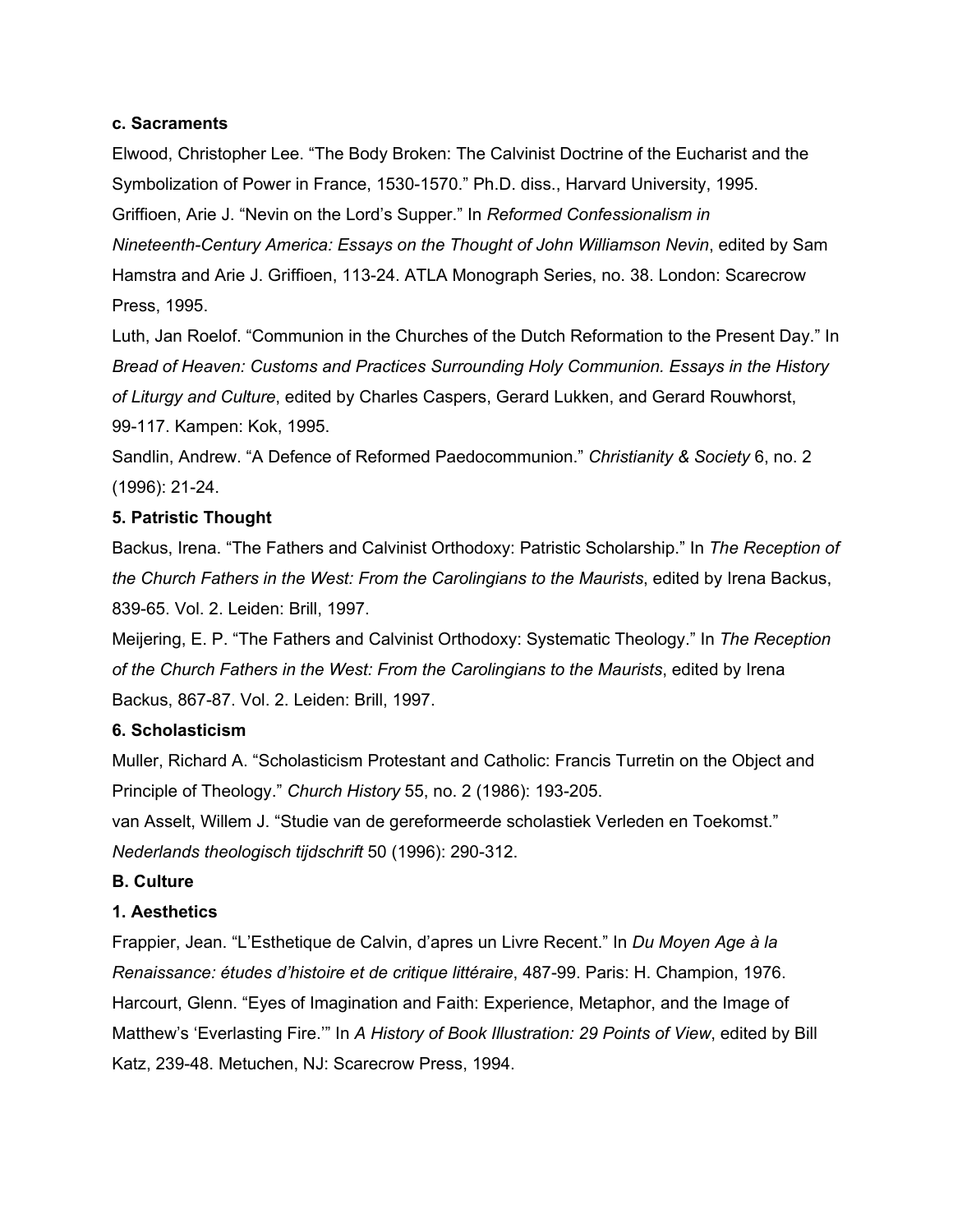**c. Sacraments**

Elwood, Christopher Lee. “The Body Broken: The Calvinist Doctrine of the Eucharist and the Symbolization of Power in France, 1530-1570.” Ph.D. diss., Harvard University, 1995.

Griffioen, Arie J. “Nevin on the Lord’s Supper.” In *Reformed Confessionalism in Nineteenth-Century America: Essays on the Thought of John Williamson Nevin*, edited by Sam Hamstra and Arie J. Griffioen, 113-24. ATLA Monograph Series, no. 38. London: Scarecrow Press, 1995.

Luth, Jan Roelof. “Communion in the Churches of the Dutch Reformation to the Present Day.” In *Bread of Heaven: Customs and Practices Surrounding Holy Communion. Essays in the History of Liturgy and Culture*, edited by Charles Caspers, Gerard Lukken, and Gerard Rouwhorst, 99-117. Kampen: Kok, 1995.

Sandlin, Andrew. “A Defence of Reformed Paedocommunion.” *Christianity & Society* 6, no. 2 (1996): 21-24.

**5. Patristic Thought**

Backus, Irena. “The Fathers and Calvinist Orthodoxy: Patristic Scholarship.” In *The Reception of the Church Fathers in the West: From the Carolingians to the Maurists*, edited by Irena Backus, 839-65. Vol. 2. Leiden: Brill, 1997.

Meijering, E. P. “The Fathers and Calvinist Orthodoxy: Systematic Theology.” In *The Reception of the Church Fathers in the West: From the Carolingians to the Maurists*, edited by Irena Backus, 867-87. Vol. 2. Leiden: Brill, 1997.

**6. Scholasticism**

Muller, Richard A. “Scholasticism Protestant and Catholic: Francis Turretin on the Object and Principle of Theology.” *Church History* 55, no. 2 (1986): 193-205.

van Asselt, Willem J. “Studie van de gereformeerde scholastiek Verleden en Toekomst.” *Nederlands theologisch tijdschrift* 50 (1996): 290-312.

**B. Culture**

**1. Aesthetics**

Frappier, Jean. “L’Esthetique de Calvin, d’apres un Livre Recent.” In *Du Moyen Age à la Renaissance: études d’histoire et de critique littéraire*, 487-99. Paris: H. Champion, 1976.

Harcourt, Glenn. “Eyes of Imagination and Faith: Experience, Metaphor, and the Image of Matthew’s ‘Everlasting Fire.’” In *A History of Book Illustration: 29 Points of View*, edited by Bill Katz, 239-48. Metuchen, NJ: Scarecrow Press, 1994.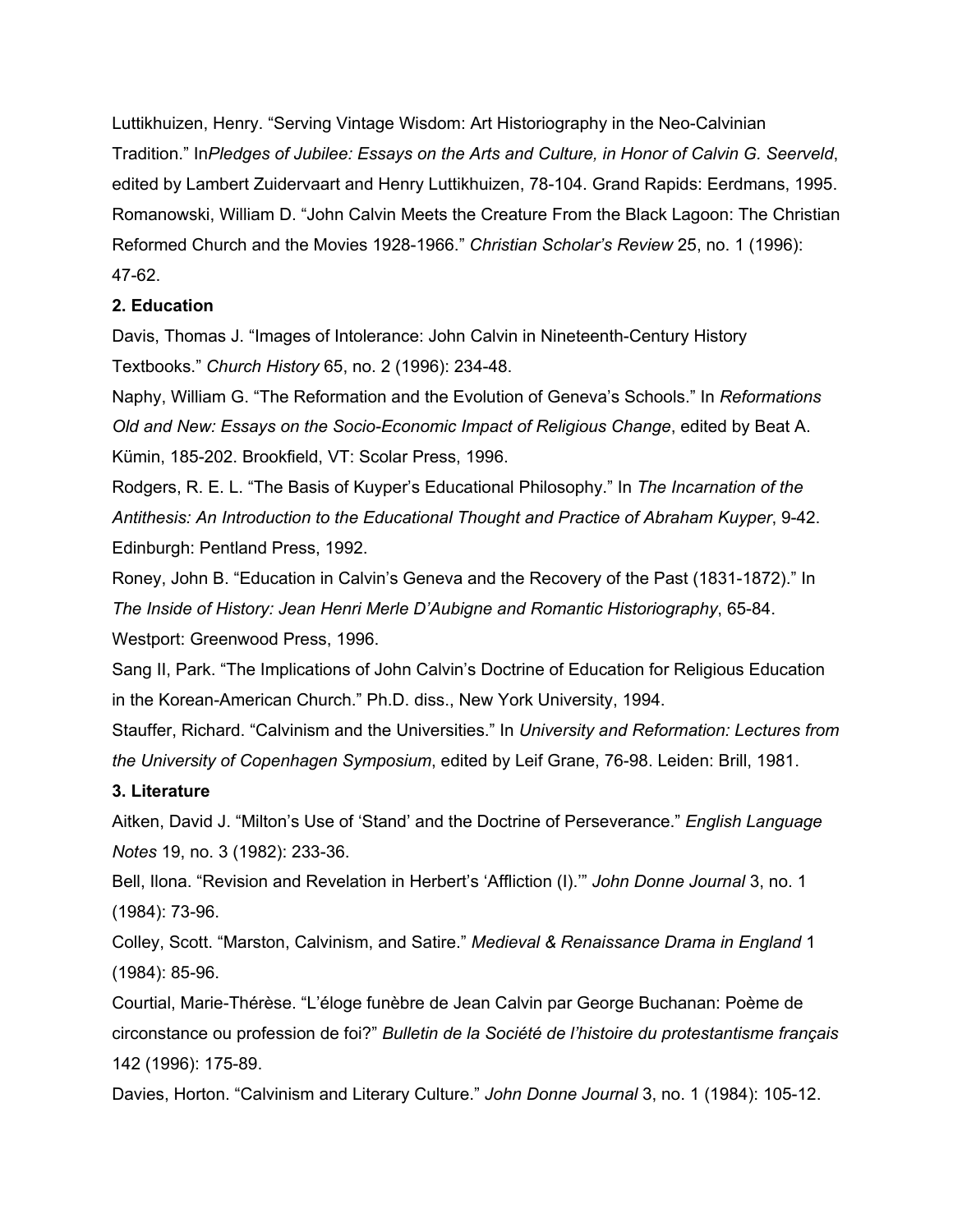Luttikhuizen, Henry. “Serving Vintage Wisdom: Art Historiography in the Neo-Calvinian Tradition.” In*Pledges of Jubilee: Essays on the Arts and Culture, in Honor of Calvin G. Seerveld*, edited by Lambert Zuidervaart and Henry Luttikhuizen, 78-104. Grand Rapids: Eerdmans, 1995.

Romanowski, William D. “John Calvin Meets the Creature From the Black Lagoon: The Christian Reformed Church and the Movies 1928-1966.” *Christian Scholar’s Review* 25, no. 1 (1996): 47-62.

**2. Education**

Davis, Thomas J. “Images of Intolerance: John Calvin in Nineteenth-Century History Textbooks.” *Church History* 65, no. 2 (1996): 234-48.

Naphy, William G. “The Reformation and the Evolution of Geneva’s Schools.” In *Reformations Old and New: Essays on the Socio-Economic Impact of Religious Change*, edited by Beat A. Kümin, 185-202. Brookfield, VT: Scolar Press, 1996.

Rodgers, R. E. L. “The Basis of Kuyper’s Educational Philosophy.” In *The Incarnation of the Antithesis: An Introduction to the Educational Thought and Practice of Abraham Kuyper*, 9-42. Edinburgh: Pentland Press, 1992.

Roney, John B. “Education in Calvin’s Geneva and the Recovery of the Past (1831-1872).” In *The Inside of History: Jean Henri Merle D’Aubigne and Romantic Historiography*, 65-84. Westport: Greenwood Press, 1996.

Sang Il, Park. “The Implications of John Calvin’s Doctrine of Education for Religious Education in the Korean-American Church.” Ph.D. diss., New York University, 1994.

Stauffer, Richard. “Calvinism and the Universities.” In *University and Reformation: Lectures from the University of Copenhagen Symposium*, edited by Leif Grane, 76-98. Leiden: Brill, 1981.

**3. Literature**

Aitken, David J. “Milton’s Use of ‘Stand’ and the Doctrine of Perseverance.” *English Language Notes* 19, no. 3 (1982): 233-36.

Bell, Ilona. “Revision and Revelation in Herbert’s ‘Affliction (I).’” *John Donne Journal* 3, no. 1 (1984): 73-96.

Colley, Scott. “Marston, Calvinism, and Satire.” *Medieval & Renaissance Drama in England* 1 (1984): 85-96.

Courtial, Marie-Thérèse. “L’éloge funèbre de Jean Calvin par George Buchanan: Poème de circonstance ou profession de foi?” *Bulletin de la Société de l’histoire du protestantisme français* 142 (1996): 175-89.

Davies, Horton. “Calvinism and Literary Culture.” *John Donne Journal* 3, no. 1 (1984): 105-12.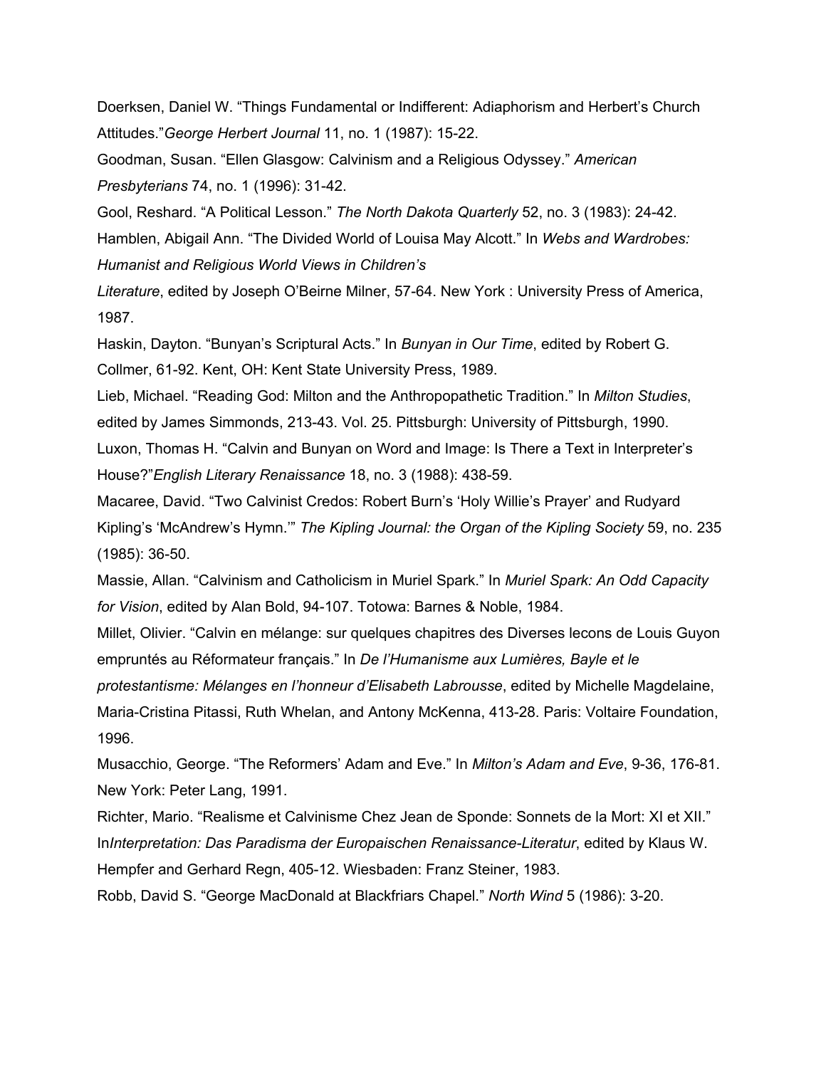Doerksen, Daniel W. “Things Fundamental or Indifferent: Adiaphorism and Herbert’s Church Attitudes.”*George Herbert Journal* 11, no. 1 (1987): 15-22.

Goodman, Susan. “Ellen Glasgow: Calvinism and a Religious Odyssey.” *American Presbyterians* 74, no. 1 (1996): 31-42.

Gool, Reshard. “A Political Lesson.” *The North Dakota Quarterly* 52, no. 3 (1983): 24-42.

Hamblen, Abigail Ann. “The Divided World of Louisa May Alcott.” In *Webs and Wardrobes: Humanist and Religious World Views in Children’s Literature*, edited by Joseph O’Beirne Milner, 57-64. New York : University Press of America, 1987.

Haskin, Dayton. “Bunyan’s Scriptural Acts.” In *Bunyan in Our Time*, edited by Robert G. Collmer, 61-92. Kent, OH: Kent State University Press, 1989.

Lieb, Michael. “Reading God: Milton and the Anthropopathetic Tradition.” In *Milton Studies*, edited by James Simmonds, 213-43. Vol. 25. Pittsburgh: University of Pittsburgh, 1990.

Luxon, Thomas H. “Calvin and Bunyan on Word and Image: Is There a Text in Interpreter’s House?”*English Literary Renaissance* 18, no. 3 (1988): 438-59.

Macaree, David. “Two Calvinist Credos: Robert Burn’s ‘Holy Willie’s Prayer’ and Rudyard Kipling’s ‘McAndrew’s Hymn.’” *The Kipling Journal: the Organ of the Kipling Society* 59, no. 235 (1985): 36-50.

Massie, Allan. “Calvinism and Catholicism in Muriel Spark.” In *Muriel Spark: An Odd Capacity for Vision*, edited by Alan Bold, 94-107. Totowa: Barnes & Noble, 1984.

Millet, Olivier. “Calvin en mélange: sur quelques chapitres des Diverses lecons de Louis Guyon empruntés au Réformateur français.” In *De l’Humanisme aux Lumières, Bayle et le protestantisme: Mélanges en l’honneur d’Elisabeth Labrousse*, edited by Michelle Magdelaine, Maria-Cristina Pitassi, Ruth Whelan, and Antony McKenna, 413-28. Paris: Voltaire Foundation, 1996.

Musacchio, George. “The Reformers’ Adam and Eve.” In *Milton’s Adam and Eve*, 9-36, 176-81. New York: Peter Lang, 1991.

Richter, Mario. “Realisme et Calvinisme Chez Jean de Sponde: Sonnets de la Mort: XI et XII.” In*Interpretation: Das Paradisma der Europaischen Renaissance-Literatur*, edited by Klaus W. Hempfer and Gerhard Regn, 405-12. Wiesbaden: Franz Steiner, 1983.

Robb, David S. “George MacDonald at Blackfriars Chapel.” *North Wind* 5 (1986): 3-20.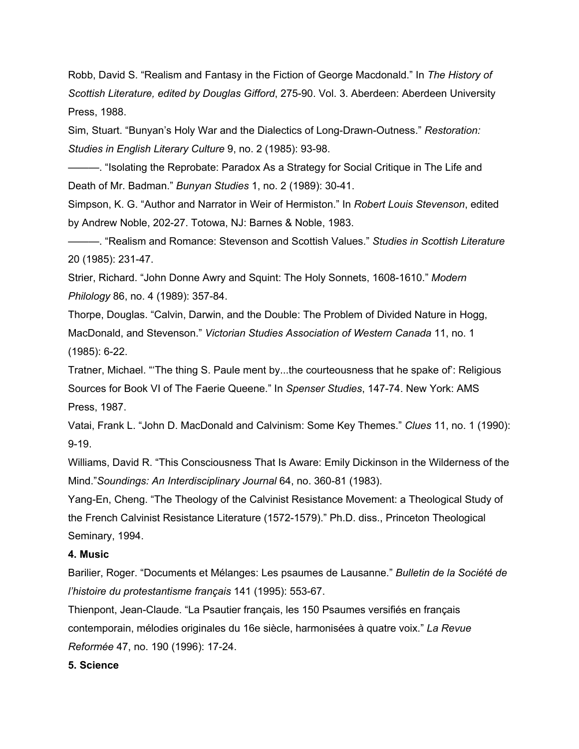Robb, David S. “Realism and Fantasy in the Fiction of George Macdonald.” In *The History of Scottish Literature, edited by Douglas Gifford*, 275-90. Vol. 3. Aberdeen: Aberdeen University Press, 1988.

Sim, Stuart. “Bunyan’s Holy War and the Dialectics of Long-Drawn-Outness.” *Restoration: Studies in English Literary Culture* 9, no. 2 (1985): 93-98.

———. “Isolating the Reprobate: Paradox As a Strategy for Social Critique in The Life and Death of Mr. Badman.” *Bunyan Studies* 1, no. 2 (1989): 30-41.

Simpson, K. G. “Author and Narrator in Weir of Hermiston.” In *Robert Louis Stevenson*, edited by Andrew Noble, 202-27. Totowa, NJ: Barnes & Noble, 1983.

———. “Realism and Romance: Stevenson and Scottish Values.” *Studies in Scottish Literature* 20 (1985): 231-47.

Strier, Richard. “John Donne Awry and Squint: The Holy Sonnets, 1608-1610.” *Modern Philology* 86, no. 4 (1989): 357-84.

Thorpe, Douglas. “Calvin, Darwin, and the Double: The Problem of Divided Nature in Hogg, MacDonald, and Stevenson.” *Victorian Studies Association of Western Canada* 11, no. 1 (1985): 6-22.

Tratner, Michael. “‘The thing S. Paule ment by...the courteousness that he spake of’: Religious Sources for Book VI of The Faerie Queene.” In *Spenser Studies*, 147-74. New York: AMS Press, 1987.

Vatai, Frank L. “John D. MacDonald and Calvinism: Some Key Themes.” *Clues* 11, no. 1 (1990): 9-19.

Williams, David R. “This Consciousness That Is Aware: Emily Dickinson in the Wilderness of the Mind.”*Soundings: An Interdisciplinary Journal* 64, no. 360-81 (1983).

Yang-En, Cheng. “The Theology of the Calvinist Resistance Movement: a Theological Study of the French Calvinist Resistance Literature (1572-1579).” Ph.D. diss., Princeton Theological Seminary, 1994.

**4. Music**

Barilier, Roger. “Documents et Mélanges: Les psaumes de Lausanne.” *Bulletin de la Société de l’histoire du protestantisme français* 141 (1995): 553-67.

Thienpont, Jean-Claude. “La Psautier français, les 150 Psaumes versifiés en français contemporain, mélodies originales du 16e siècle, harmonisées à quatre voix.” *La Revue Reformée* 47, no. 190 (1996): 17-24.

**5. Science**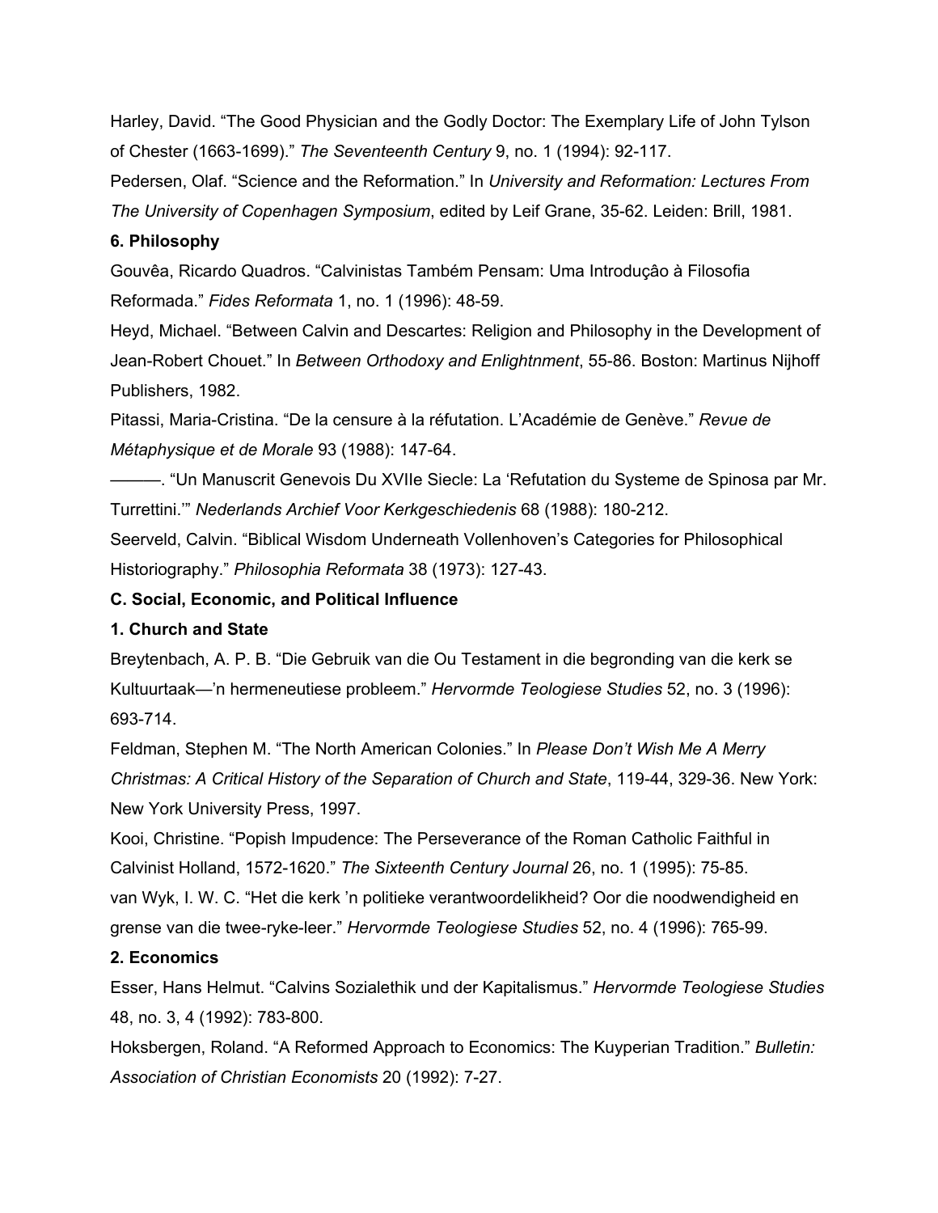Harley, David. “The Good Physician and the Godly Doctor: The Exemplary Life of John Tylson of Chester (1663-1699).” *The Seventeenth Century* 9, no. 1 (1994): 92-117.

Pedersen, Olaf. “Science and the Reformation.” In *University and Reformation: Lectures From The University of Copenhagen Symposium*, edited by Leif Grane, 35-62. Leiden: Brill, 1981.

**6. Philosophy**

Gouvêa, Ricardo Quadros. “Calvinistas Também Pensam: Uma Introduçâo à Filosofia Reformada.” *Fides Reformata* 1, no. 1 (1996): 48-59.

Heyd, Michael. “Between Calvin and Descartes: Religion and Philosophy in the Development of Jean-Robert Chouet.” In *Between Orthodoxy and Enlightnment*, 55-86. Boston: Martinus Nijhoff Publishers, 1982.

Pitassi, Maria-Cristina. “De la censure à la réfutation. L’Académie de Genève.” *Revue de Métaphysique et de Morale* 93 (1988): 147-64.

———. “Un Manuscrit Genevois Du XVIIe Siecle: La ‘Refutation du Systeme de Spinosa par Mr. Turrettini.’” *Nederlands Archief Voor Kerkgeschiedenis* 68 (1988): 180-212.

Seerveld, Calvin. “Biblical Wisdom Underneath Vollenhoven’s Categories for Philosophical Historiography.” *Philosophia Reformata* 38 (1973): 127-43.

**C. Social, Economic, and Political Influence**

**1. Church and State**

Breytenbach, A. P. B. “Die Gebruik van die Ou Testament in die begronding van die kerk se Kultuurtaak—’n hermeneutiese probleem.” *Hervormde Teologiese Studies* 52, no. 3 (1996): 693-714.

Feldman, Stephen M. “The North American Colonies.” In *Please Don’t Wish Me A Merry Christmas: A Critical History of the Separation of Church and State*, 119-44, 329-36. New York: New York University Press, 1997.

Kooi, Christine. “Popish Impudence: The Perseverance of the Roman Catholic Faithful in Calvinist Holland, 1572-1620.” *The Sixteenth Century Journal* 26, no. 1 (1995): 75-85.

van Wyk, I. W. C. “Het die kerk ’n politieke verantwoordelikheid? Oor die noodwendigheid en grense van die twee-ryke-leer.” *Hervormde Teologiese Studies* 52, no. 4 (1996): 765-99.

**2. Economics**

Esser, Hans Helmut. “Calvins Sozialethik und der Kapitalismus.” *Hervormde Teologiese Studies* 48, no. 3, 4 (1992): 783-800.

Hoksbergen, Roland. “A Reformed Approach to Economics: The Kuyperian Tradition.” *Bulletin: Association of Christian Economists* 20 (1992): 7-27.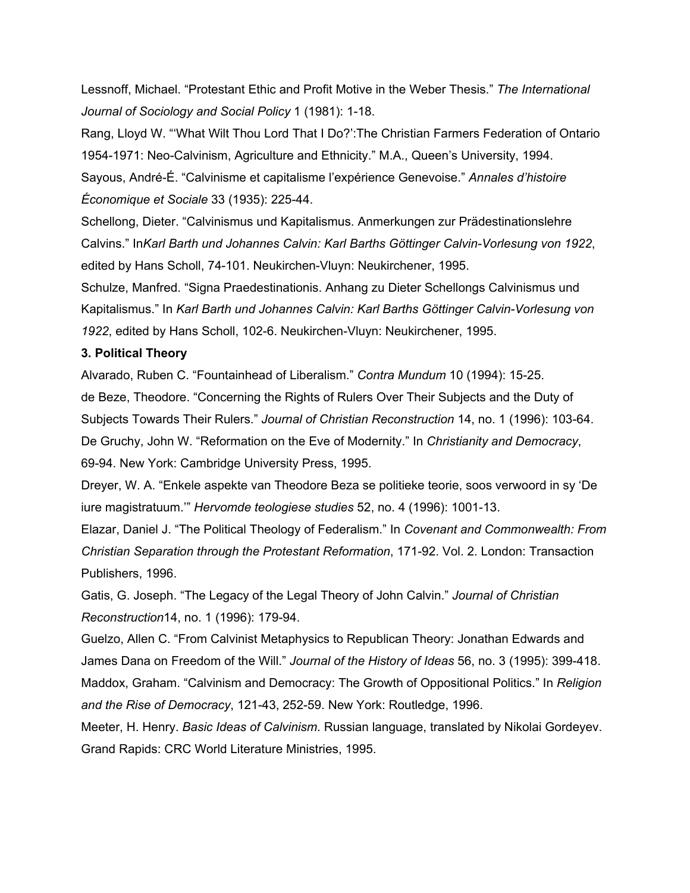Lessnoff, Michael. “Protestant Ethic and Profit Motive in the Weber Thesis.” *The International Journal of Sociology and Social Policy* 1 (1981): 1-18.

Rang, Lloyd W. “‘What Wilt Thou Lord That I Do?’:The Christian Farmers Federation of Ontario 1954-1971: Neo-Calvinism, Agriculture and Ethnicity.” M.A., Queen’s University, 1994.

Sayous, André-É. “Calvinisme et capitalisme l’expérience Genevoise.” *Annales d’histoire Économique et Sociale* 33 (1935): 225-44.

Schellong, Dieter. “Calvinismus und Kapitalismus. Anmerkungen zur Prädestinationslehre Calvins.” In*Karl Barth und Johannes Calvin: Karl Barths Göttinger Calvin-Vorlesung von 1922*, edited by Hans Scholl, 74-101. Neukirchen-Vluyn: Neukirchener, 1995.

Schulze, Manfred. “Signa Praedestinationis. Anhang zu Dieter Schellongs Calvinismus und Kapitalismus.” In *Karl Barth und Johannes Calvin: Karl Barths Göttinger Calvin-Vorlesung von 1922*, edited by Hans Scholl, 102-6. Neukirchen-Vluyn: Neukirchener, 1995.

**3. Political Theory**

Alvarado, Ruben C. “Fountainhead of Liberalism.” *Contra Mundum* 10 (1994): 15-25.

de Beze, Theodore. “Concerning the Rights of Rulers Over Their Subjects and the Duty of Subjects Towards Their Rulers.” *Journal of Christian Reconstruction* 14, no. 1 (1996): 103-64.

De Gruchy, John W. “Reformation on the Eve of Modernity.” In *Christianity and Democracy*, 69-94. New York: Cambridge University Press, 1995.

Dreyer, W. A. “Enkele aspekte van Theodore Beza se politieke teorie, soos verwoord in sy ‘De iure magistratuum.’” *Hervomde teologiese studies* 52, no. 4 (1996): 1001-13.

Elazar, Daniel J. “The Political Theology of Federalism.” In *Covenant and Commonwealth: From Christian Separation through the Protestant Reformation*, 171-92. Vol. 2. London: Transaction Publishers, 1996.

Gatis, G. Joseph. “The Legacy of the Legal Theory of John Calvin.” *Journal of Christian Reconstruction*14, no. 1 (1996): 179-94.

Guelzo, Allen C. “From Calvinist Metaphysics to Republican Theory: Jonathan Edwards and James Dana on Freedom of the Will.” *Journal of the History of Ideas* 56, no. 3 (1995): 399-418.

Maddox, Graham. “Calvinism and Democracy: The Growth of Oppositional Politics.” In *Religion and the Rise of Democracy*, 121-43, 252-59. New York: Routledge, 1996.

Meeter, H. Henry. *Basic Ideas of Calvinism*. Russian language, translated by Nikolai Gordeyev. Grand Rapids: CRC World Literature Ministries, 1995.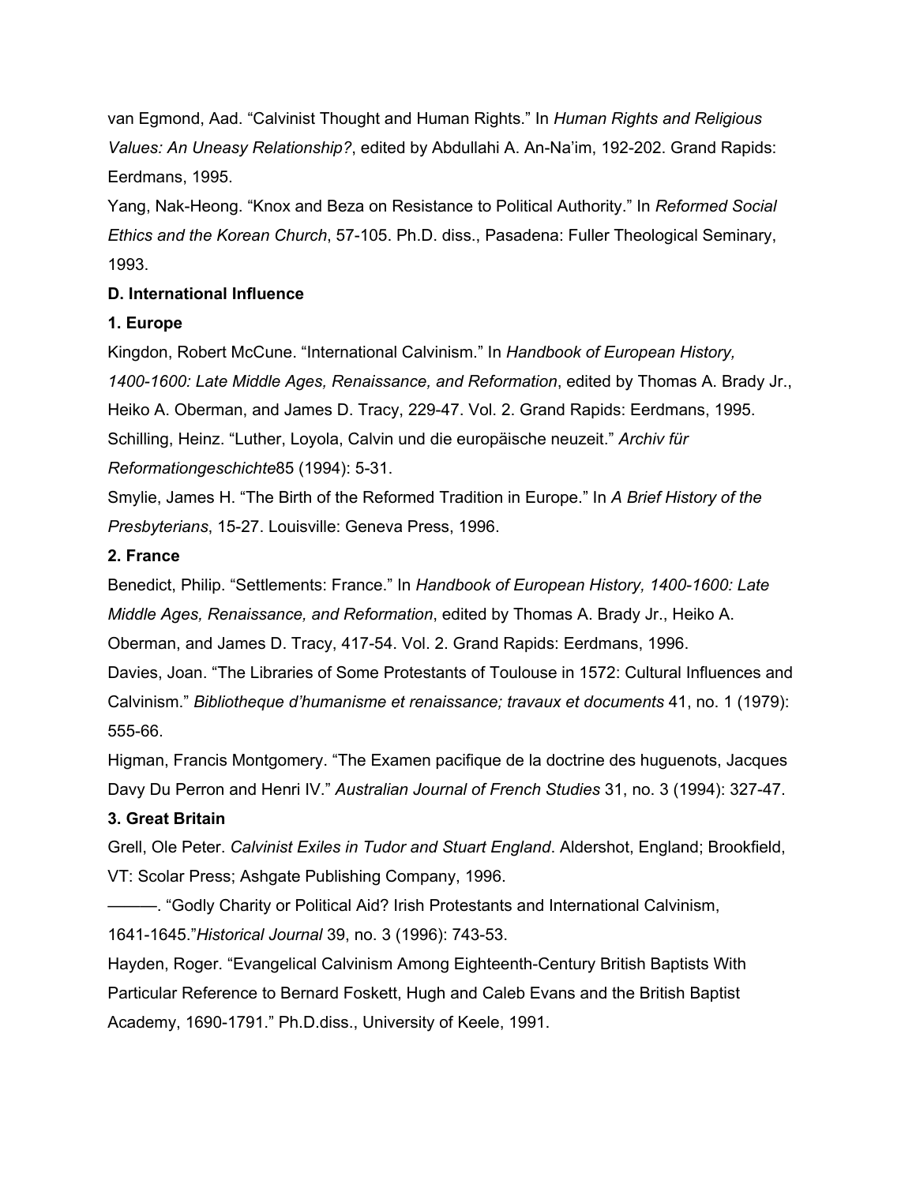van Egmond, Aad. “Calvinist Thought and Human Rights.” In *Human Rights and Religious Values: An Uneasy Relationship?*, edited by Abdullahi A. An-Na’im, 192-202. Grand Rapids: Eerdmans, 1995.

Yang, Nak-Heong. “Knox and Beza on Resistance to Political Authority.” In *Reformed Social Ethics and the Korean Church*, 57-105. Ph.D. diss., Pasadena: Fuller Theological Seminary, 1993.

**D. International Influence**

**1. Europe**

Kingdon, Robert McCune. “International Calvinism.” In *Handbook of European History, 1400-1600: Late Middle Ages, Renaissance, and Reformation*, edited by Thomas A. Brady Jr., Heiko A. Oberman, and James D. Tracy, 229-47. Vol. 2. Grand Rapids: Eerdmans, 1995.

Schilling, Heinz. “Luther, Loyola, Calvin und die europäische neuzeit.” *Archiv für Reformationgeschichte*85 (1994): 5-31.

Smylie, James H. “The Birth of the Reformed Tradition in Europe.” In *A Brief History of the Presbyterians*, 15-27. Louisville: Geneva Press, 1996.

**2. France**

Benedict, Philip. “Settlements: France.” In *Handbook of European History, 1400-1600: Late Middle Ages, Renaissance, and Reformation*, edited by Thomas A. Brady Jr., Heiko A. Oberman, and James D. Tracy, 417-54. Vol. 2. Grand Rapids: Eerdmans, 1996.

Davies, Joan. “The Libraries of Some Protestants of Toulouse in 1572: Cultural Influences and Calvinism.” *Bibliotheque d’humanisme et renaissance; travaux et documents* 41, no. 1 (1979): 555-66.

Higman, Francis Montgomery. “The Examen pacifique de la doctrine des huguenots, Jacques Davy Du Perron and Henri IV.” *Australian Journal of French Studies* 31, no. 3 (1994): 327-47.

**3. Great Britain**

Grell, Ole Peter. *Calvinist Exiles in Tudor and Stuart England*. Aldershot, England; Brookfield, VT: Scolar Press; Ashgate Publishing Company, 1996.

———. “Godly Charity or Political Aid? Irish Protestants and International Calvinism, 1641-1645.”*Historical Journal* 39, no. 3 (1996): 743-53.

Hayden, Roger. “Evangelical Calvinism Among Eighteenth-Century British Baptists With Particular Reference to Bernard Foskett, Hugh and Caleb Evans and the British Baptist Academy, 1690-1791.” Ph.D.diss., University of Keele, 1991.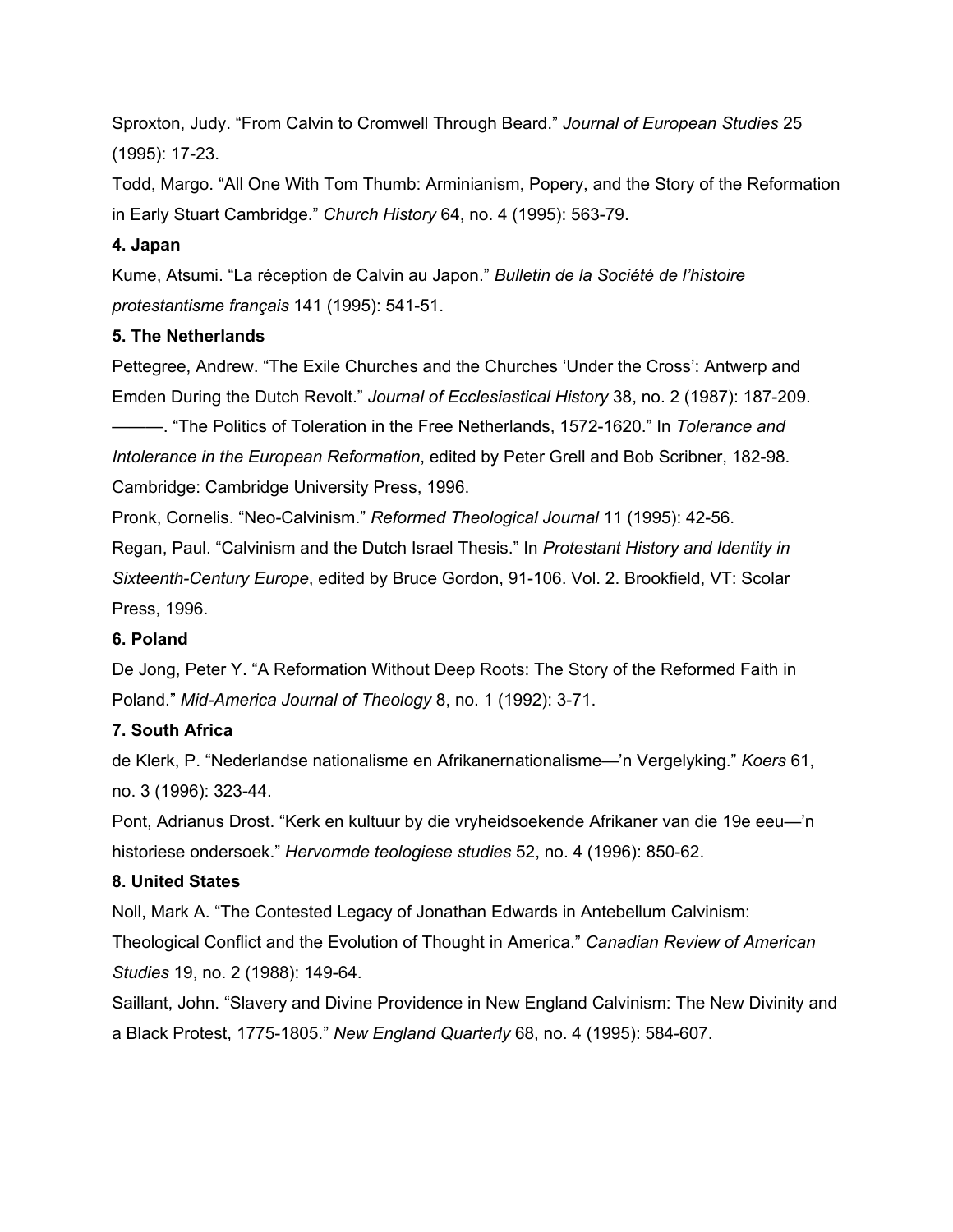Sproxton, Judy. “From Calvin to Cromwell Through Beard.” *Journal of European Studies* 25 (1995): 17-23.

Todd, Margo. “All One With Tom Thumb: Arminianism, Popery, and the Story of the Reformation in Early Stuart Cambridge.” *Church History* 64, no. 4 (1995): 563-79.

**4. Japan**

Kume, Atsumi. “La réception de Calvin au Japon.” *Bulletin de la Société de l’histoire protestantisme français* 141 (1995): 541-51.

**5. The Netherlands**

Pettegree, Andrew. “The Exile Churches and the Churches ‘Under the Cross’: Antwerp and Emden During the Dutch Revolt.” *Journal of Ecclesiastical History* 38, no. 2 (1987): 187-209.

———. “The Politics of Toleration in the Free Netherlands, 1572-1620.” In *Tolerance and Intolerance in the European Reformation*, edited by Peter Grell and Bob Scribner, 182-98. Cambridge: Cambridge University Press, 1996.

Pronk, Cornelis. “Neo-Calvinism.” *Reformed Theological Journal* 11 (1995): 42-56.

Regan, Paul. “Calvinism and the Dutch Israel Thesis.” In *Protestant History and Identity in Sixteenth-Century Europe*, edited by Bruce Gordon, 91-106. Vol. 2. Brookfield, VT: Scolar Press, 1996.

**6. Poland**

De Jong, Peter Y. “A Reformation Without Deep Roots: The Story of the Reformed Faith in Poland.” *Mid-America Journal of Theology* 8, no. 1 (1992): 3-71.

**7. South Africa**

de Klerk, P. “Nederlandse nationalisme en Afrikanernationalisme—’n Vergelyking.” *Koers* 61, no. 3 (1996): 323-44.

Pont, Adrianus Drost. “Kerk en kultuur by die vryheidsoekende Afrikaner van die 19e eeu—’n historiese ondersoek.” *Hervormde teologiese studies* 52, no. 4 (1996): 850-62.

**8. United States**

Noll, Mark A. “The Contested Legacy of Jonathan Edwards in Antebellum Calvinism: Theological Conflict and the Evolution of Thought in America.” *Canadian Review of American Studies* 19, no. 2 (1988): 149-64.

Saillant, John. “Slavery and Divine Providence in New England Calvinism: The New Divinity and a Black Protest, 1775-1805.” *New England Quarterly* 68, no. 4 (1995): 584-607.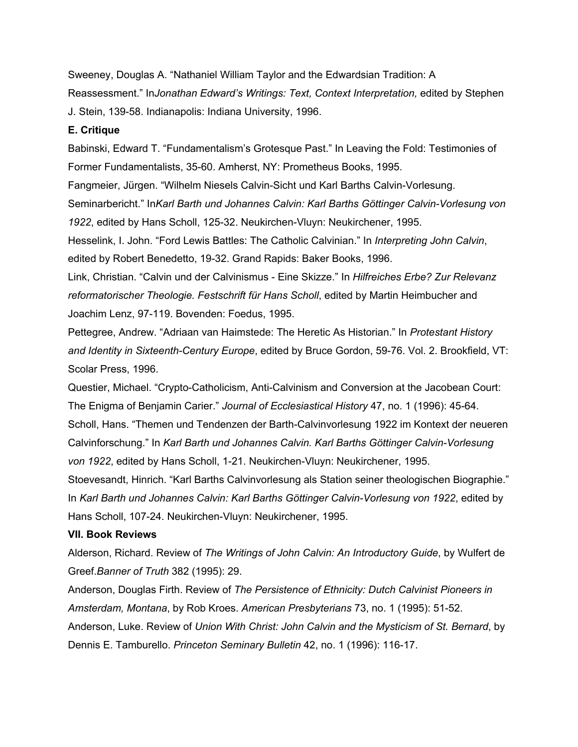Sweeney, Douglas A. “Nathaniel William Taylor and the Edwardsian Tradition: A Reassessment.” In*Jonathan Edward’s Writings: Text, Context Interpretation,* edited by Stephen J. Stein, 139-58. Indianapolis: Indiana University, 1996.

**E. Critique**

Babinski, Edward T. “Fundamentalism’s Grotesque Past.” In Leaving the Fold: Testimonies of Former Fundamentalists, 35-60. Amherst, NY: Prometheus Books, 1995.

Fangmeier, Jürgen. “Wilhelm Niesels Calvin-Sicht und Karl Barths Calvin-Vorlesung. Seminarbericht.” In*Karl Barth und Johannes Calvin: Karl Barths Göttinger Calvin-Vorlesung von 1922*, edited by Hans Scholl, 125-32. Neukirchen-Vluyn: Neukirchener, 1995.

Hesselink, I. John. “Ford Lewis Battles: The Catholic Calvinian.” In *Interpreting John Calvin*, edited by Robert Benedetto, 19-32. Grand Rapids: Baker Books, 1996.

Link, Christian. “Calvin und der Calvinismus - Eine Skizze.” In *Hilfreiches Erbe? Zur Relevanz reformatorischer Theologie. Festschrift für Hans Scholl*, edited by Martin Heimbucher and Joachim Lenz, 97-119. Bovenden: Foedus, 1995.

Pettegree, Andrew. “Adriaan van Haimstede: The Heretic As Historian.” In *Protestant History and Identity in Sixteenth-Century Europe*, edited by Bruce Gordon, 59-76. Vol. 2. Brookfield, VT: Scolar Press, 1996.

Questier, Michael. “Crypto-Catholicism, Anti-Calvinism and Conversion at the Jacobean Court: The Enigma of Benjamin Carier.” *Journal of Ecclesiastical History* 47, no. 1 (1996): 45-64.

Scholl, Hans. “Themen und Tendenzen der Barth-Calvinvorlesung 1922 im Kontext der neueren Calvinforschung.” In *Karl Barth und Johannes Calvin. Karl Barths Göttinger Calvin-Vorlesung von 1922*, edited by Hans Scholl, 1-21. Neukirchen-Vluyn: Neukirchener, 1995.

Stoevesandt, Hinrich. “Karl Barths Calvinvorlesung als Station seiner theologischen Biographie.” In *Karl Barth und Johannes Calvin: Karl Barths Göttinger Calvin-Vorlesung von 1922*, edited by Hans Scholl, 107-24. Neukirchen-Vluyn: Neukirchener, 1995.

**VII. Book Reviews**

Alderson, Richard. Review of *The Writings of John Calvin: An Introductory Guide*, by Wulfert de Greef.*Banner of Truth* 382 (1995): 29.

Anderson, Douglas Firth. Review of *The Persistence of Ethnicity: Dutch Calvinist Pioneers in Amsterdam, Montana*, by Rob Kroes. *American Presbyterians* 73, no. 1 (1995): 51-52.

Anderson, Luke. Review of *Union With Christ: John Calvin and the Mysticism of St. Bernard*, by Dennis E. Tamburello. *Princeton Seminary Bulletin* 42, no. 1 (1996): 116-17.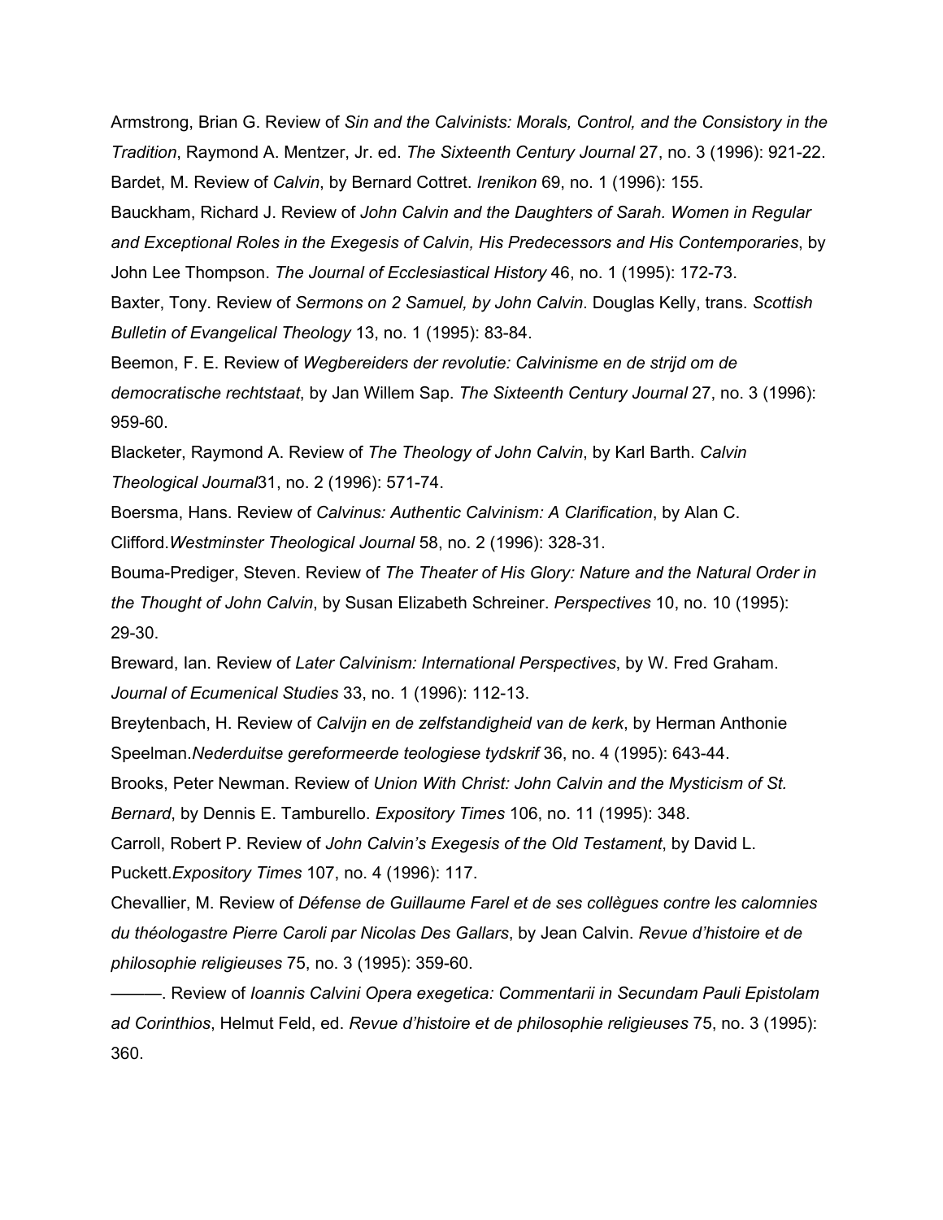Armstrong, Brian G. Review of *Sin and the Calvinists: Morals, Control, and the Consistory in the Tradition*, Raymond A. Mentzer, Jr. ed. *The Sixteenth Century Journal* 27, no. 3 (1996): 921-22.

Bardet, M. Review of *Calvin*, by Bernard Cottret. *Irenikon* 69, no. 1 (1996): 155.

Bauckham, Richard J. Review of *John Calvin and the Daughters of Sarah. Women in Regular and Exceptional Roles in the Exegesis of Calvin, His Predecessors and His Contemporaries*, by John Lee Thompson. *The Journal of Ecclesiastical History* 46, no. 1 (1995): 172-73.

Baxter, Tony. Review of *Sermons on 2 Samuel, by John Calvin*. Douglas Kelly, trans. *Scottish Bulletin of Evangelical Theology* 13, no. 1 (1995): 83-84.

Beemon, F. E. Review of *Wegbereiders der revolutie: Calvinisme en de strijd om de democratische rechtstaat*, by Jan Willem Sap. *The Sixteenth Century Journal* 27, no. 3 (1996): 959-60.

Blacketer, Raymond A. Review of *The Theology of John Calvin*, by Karl Barth. *Calvin Theological Journal*31, no. 2 (1996): 571-74.

Boersma, Hans. Review of *Calvinus: Authentic Calvinism: A Clarification*, by Alan C. Clifford.*Westminster Theological Journal* 58, no. 2 (1996): 328-31.

Bouma-Prediger, Steven. Review of *The Theater of His Glory: Nature and the Natural Order in the Thought of John Calvin*, by Susan Elizabeth Schreiner. *Perspectives* 10, no. 10 (1995): 29-30.

Breward, Ian. Review of *Later Calvinism: International Perspectives*, by W. Fred Graham. *Journal of Ecumenical Studies* 33, no. 1 (1996): 112-13.

Breytenbach, H. Review of *Calvijn en de zelfstandigheid van de kerk*, by Herman Anthonie Speelman.*Nederduitse gereformeerde teologiese tydskrif* 36, no. 4 (1995): 643-44.

Brooks, Peter Newman. Review of *Union With Christ: John Calvin and the Mysticism of St. Bernard*, by Dennis E. Tamburello. *Expository Times* 106, no. 11 (1995): 348.

Carroll, Robert P. Review of *John Calvin's Exegesis of the Old Testament*, by David L. Puckett.*Expository Times* 107, no. 4 (1996): 117.

Chevallier, M. Review of *Défense de Guillaume Farel et de ses collègues contre les calomnies du théologastre Pierre Caroli par Nicolas Des Gallars*, by Jean Calvin. *Revue d'histoire et de philosophie religieuses* 75, no. 3 (1995): 359-60.

———. Review of *Ioannis Calvini Opera exegetica: Commentarii in Secundam Pauli Epistolam ad Corinthios*, Helmut Feld, ed. *Revue d'histoire et de philosophie religieuses* 75, no. 3 (1995): 360.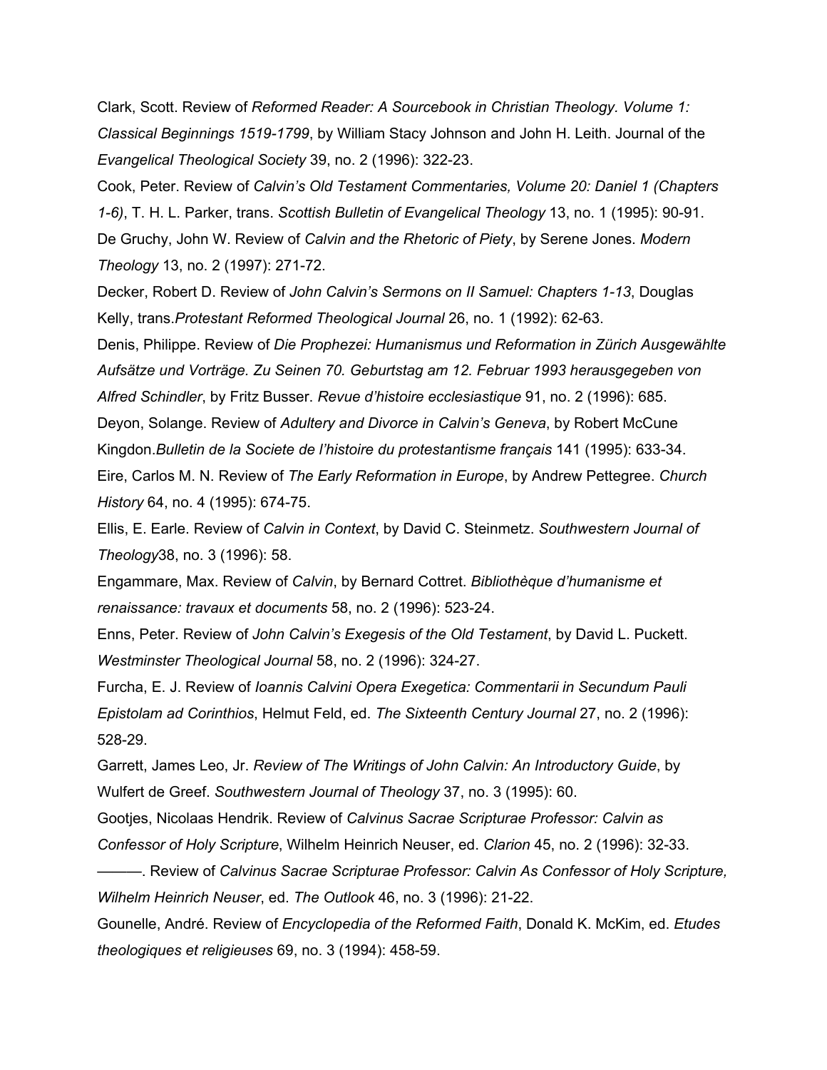Clark, Scott. Review of *Reformed Reader: A Sourcebook in Christian Theology. Volume 1: Classical Beginnings 1519-1799*, by William Stacy Johnson and John H. Leith. Journal of the *Evangelical Theological Society* 39, no. 2 (1996): 322-23.

Cook, Peter. Review of *Calvin's Old Testament Commentaries, Volume 20: Daniel 1 (Chapters 1-6)*, T. H. L. Parker, trans. *Scottish Bulletin of Evangelical Theology* 13, no. 1 (1995): 90-91.

De Gruchy, John W. Review of *Calvin and the Rhetoric of Piety*, by Serene Jones. *Modern Theology* 13, no. 2 (1997): 271-72.

Decker, Robert D. Review of *John Calvin's Sermons on II Samuel: Chapters 1-13*, Douglas Kelly, trans.*Protestant Reformed Theological Journal* 26, no. 1 (1992): 62-63.

Denis, Philippe. Review of *Die Prophezei: Humanismus und Reformation in Zürich Ausgewählte Aufsätze und Vorträge. Zu Seinen 70. Geburtstag am 12. Februar 1993 herausgegeben von Alfred Schindler*, by Fritz Busser. *Revue d'histoire ecclesiastique* 91, no. 2 (1996): 685.

Deyon, Solange. Review of *Adultery and Divorce in Calvin's Geneva*, by Robert McCune Kingdon.*Bulletin de la Societe de l'histoire du protestantisme français* 141 (1995): 633-34.

Eire, Carlos M. N. Review of *The Early Reformation in Europe*, by Andrew Pettegree. *Church History* 64, no. 4 (1995): 674-75.

Ellis, E. Earle. Review of *Calvin in Context*, by David C. Steinmetz. *Southwestern Journal of Theology*38, no. 3 (1996): 58.

Engammare, Max. Review of *Calvin*, by Bernard Cottret. *Bibliothèque d'humanisme et renaissance: travaux et documents* 58, no. 2 (1996): 523-24.

Enns, Peter. Review of *John Calvin's Exegesis of the Old Testament*, by David L. Puckett. *Westminster Theological Journal* 58, no. 2 (1996): 324-27.

Furcha, E. J. Review of *Ioannis Calvini Opera Exegetica: Commentarii in Secundum Pauli Epistolam ad Corinthios*, Helmut Feld, ed. *The Sixteenth Century Journal* 27, no. 2 (1996): 528-29.

Garrett, James Leo, Jr. *Review of The Writings of John Calvin: An Introductory Guide*, by Wulfert de Greef. *Southwestern Journal of Theology* 37, no. 3 (1995): 60.

Gootjes, Nicolaas Hendrik. Review of *Calvinus Sacrae Scripturae Professor: Calvin as Confessor of Holy Scripture*, Wilhelm Heinrich Neuser, ed. *Clarion* 45, no. 2 (1996): 32-33.

———. Review of *Calvinus Sacrae Scripturae Professor: Calvin As Confessor of Holy Scripture, Wilhelm Heinrich Neuser*, ed. *The Outlook* 46, no. 3 (1996): 21-22.

Gounelle, André. Review of *Encyclopedia of the Reformed Faith*, Donald K. McKim, ed. *Etudes theologiques et religieuses* 69, no. 3 (1994): 458-59.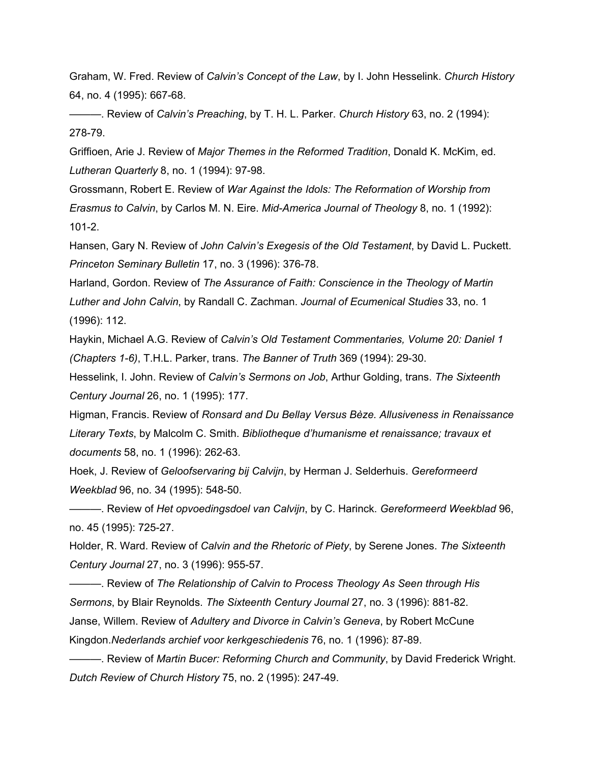Graham, W. Fred. Review of *Calvin's Concept of the Law*, by I. John Hesselink. *Church History* 64, no. 4 (1995): 667-68.

———. Review of *Calvin's Preaching*, by T. H. L. Parker. *Church History* 63, no. 2 (1994): 278-79.

Griffioen, Arie J. Review of *Major Themes in the Reformed Tradition*, Donald K. McKim, ed. *Lutheran Quarterly* 8, no. 1 (1994): 97-98.

Grossmann, Robert E. Review of *War Against the Idols: The Reformation of Worship from Erasmus to Calvin*, by Carlos M. N. Eire. *Mid-America Journal of Theology* 8, no. 1 (1992): 101-2.

Hansen, Gary N. Review of *John Calvin's Exegesis of the Old Testament*, by David L. Puckett. *Princeton Seminary Bulletin* 17, no. 3 (1996): 376-78.

Harland, Gordon. Review of *The Assurance of Faith: Conscience in the Theology of Martin Luther and John Calvin*, by Randall C. Zachman. *Journal of Ecumenical Studies* 33, no. 1 (1996): 112.

Haykin, Michael A.G. Review of *Calvin's Old Testament Commentaries, Volume 20: Daniel 1 (Chapters 1-6)*, T.H.L. Parker, trans. *The Banner of Truth* 369 (1994): 29-30.

Hesselink, I. John. Review of *Calvin's Sermons on Job*, Arthur Golding, trans. *The Sixteenth Century Journal* 26, no. 1 (1995): 177.

Higman, Francis. Review of *Ronsard and Du Bellay Versus Bèze. Allusiveness in Renaissance Literary Texts*, by Malcolm C. Smith. *Bibliotheque d'humanisme et renaissance; travaux et documents* 58, no. 1 (1996): 262-63.

Hoek, J. Review of *Geloofservaring bij Calvijn*, by Herman J. Selderhuis. *Gereformeerd Weekblad* 96, no. 34 (1995): 548-50.

———. Review of *Het opvoedingsdoel van Calvijn*, by C. Harinck. *Gereformeerd Weekblad* 96, no. 45 (1995): 725-27.

Holder, R. Ward. Review of *Calvin and the Rhetoric of Piety*, by Serene Jones. *The Sixteenth Century Journal* 27, no. 3 (1996): 955-57.

———. Review of *The Relationship of Calvin to Process Theology As Seen through His Sermons*, by Blair Reynolds. *The Sixteenth Century Journal* 27, no. 3 (1996): 881-82.

Janse, Willem. Review of *Adultery and Divorce in Calvin's Geneva*, by Robert McCune Kingdon.*Nederlands archief voor kerkgeschiedenis* 76, no. 1 (1996): 87-89.

———. Review of *Martin Bucer: Reforming Church and Community*, by David Frederick Wright. *Dutch Review of Church History* 75, no. 2 (1995): 247-49.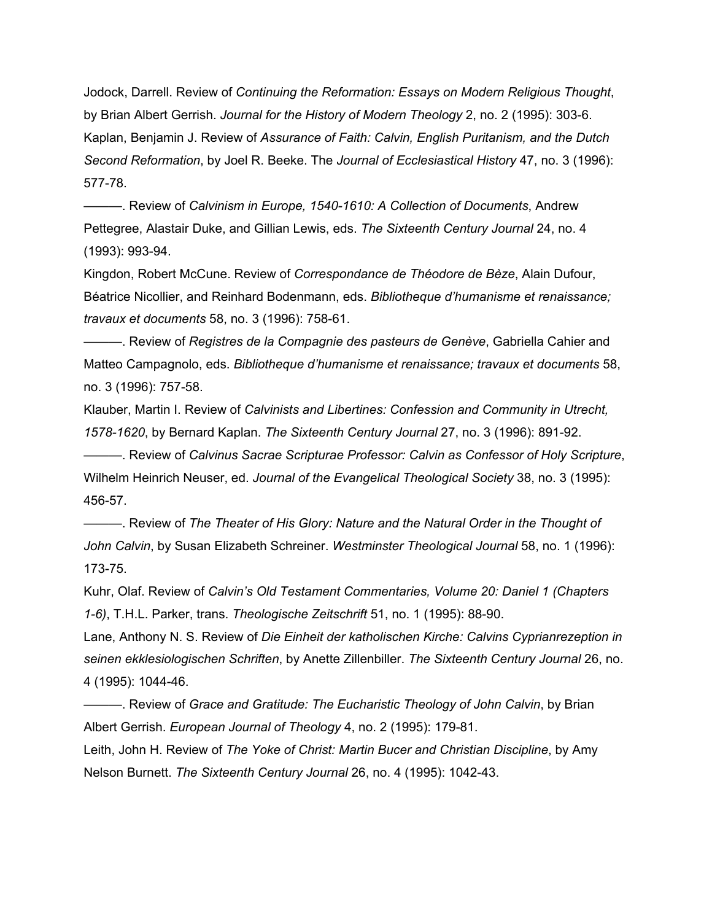Jodock, Darrell. Review of *Continuing the Reformation: Essays on Modern Religious Thought*, by Brian Albert Gerrish. *Journal for the History of Modern Theology* 2, no. 2 (1995): 303-6.

Kaplan, Benjamin J. Review of *Assurance of Faith: Calvin, English Puritanism, and the Dutch Second Reformation*, by Joel R. Beeke. The *Journal of Ecclesiastical History* 47, no. 3 (1996): 577-78.

———. Review of *Calvinism in Europe, 1540-1610: A Collection of Documents*, Andrew Pettegree, Alastair Duke, and Gillian Lewis, eds. *The Sixteenth Century Journal* 24, no. 4 (1993): 993-94.

Kingdon, Robert McCune. Review of *Correspondance de Théodore de Bèze*, Alain Dufour, Béatrice Nicollier, and Reinhard Bodenmann, eds. *Bibliotheque d'humanisme et renaissance; travaux et documents* 58, no. 3 (1996): 758-61.

———. Review of *Registres de la Compagnie des pasteurs de Genève*, Gabriella Cahier and Matteo Campagnolo, eds. *Bibliotheque d'humanisme et renaissance; travaux et documents* 58, no. 3 (1996): 757-58.

Klauber, Martin I. Review of *Calvinists and Libertines: Confession and Community in Utrecht, 1578-1620*, by Bernard Kaplan. *The Sixteenth Century Journal* 27, no. 3 (1996): 891-92.

———. Review of *Calvinus Sacrae Scripturae Professor: Calvin as Confessor of Holy Scripture*, Wilhelm Heinrich Neuser, ed. *Journal of the Evangelical Theological Society* 38, no. 3 (1995): 456-57.

———. Review of *The Theater of His Glory: Nature and the Natural Order in the Thought of John Calvin*, by Susan Elizabeth Schreiner. *Westminster Theological Journal* 58, no. 1 (1996): 173-75.

Kuhr, Olaf. Review of *Calvin's Old Testament Commentaries, Volume 20: Daniel 1 (Chapters 1-6)*, T.H.L. Parker, trans. *Theologische Zeitschrift* 51, no. 1 (1995): 88-90.

Lane, Anthony N. S. Review of *Die Einheit der katholischen Kirche: Calvins Cyprianrezeption in seinen ekklesiologischen Schriften*, by Anette Zillenbiller. *The Sixteenth Century Journal* 26, no. 4 (1995): 1044-46.

———. Review of *Grace and Gratitude: The Eucharistic Theology of John Calvin*, by Brian Albert Gerrish. *European Journal of Theology* 4, no. 2 (1995): 179-81.

Leith, John H. Review of *The Yoke of Christ: Martin Bucer and Christian Discipline*, by Amy Nelson Burnett. *The Sixteenth Century Journal* 26, no. 4 (1995): 1042-43.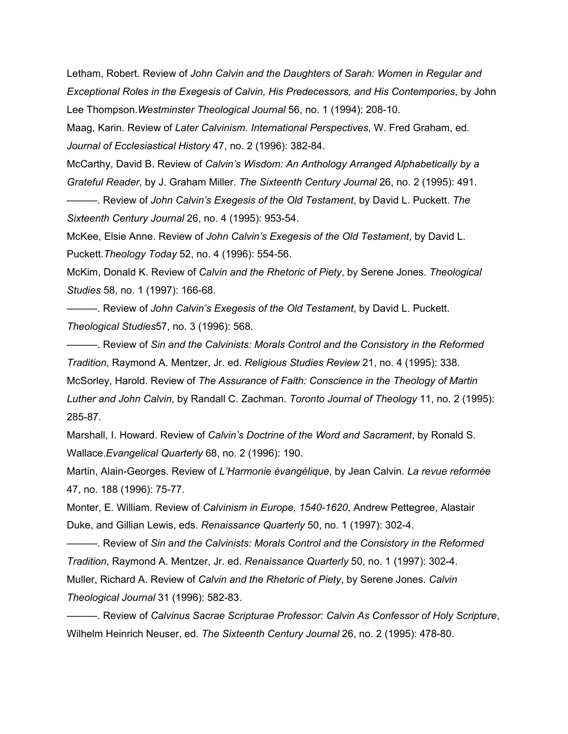Letham, Robert. Review of *John Calvin and the Daughters of Sarah: Women in Regular and Exceptional Roles in the Exegesis of Calvin, His Predecessors, and His Contempories*, by John Lee Thompson.*Westminster Theological Journal* 56, no. 1 (1994): 208-10.

Maag, Karin. Review of *Later Calvinism. International Perspectives*, W. Fred Graham, ed. *Journal of Ecclesiastical History* 47, no. 2 (1996): 382-84.

McCarthy, David B. Review of *Calvin's Wisdom: An Anthology Arranged Alphabetically by a Grateful Reader*, by J. Graham Miller. *The Sixteenth Century Journal* 26, no. 2 (1995): 491.

———. Review of *John Calvin's Exegesis of the Old Testament*, by David L. Puckett. *The Sixteenth Century Journal* 26, no. 4 (1995): 953-54.

McKee, Elsie Anne. Review of *John Calvin's Exegesis of the Old Testament*, by David L. Puckett.*Theology Today* 52, no. 4 (1996): 554-56.

McKim, Donald K. Review of *Calvin and the Rhetoric of Piety*, by Serene Jones. *Theological Studies* 58, no. 1 (1997): 166-68.

———. Review of *John Calvin's Exegesis of the Old Testament*, by David L. Puckett. *Theological Studies*57, no. 3 (1996): 568.

———. Review of *Sin and the Calvinists: Morals Control and the Consistory in the Reformed Tradition*, Raymond A. Mentzer, Jr. ed. *Religious Studies Review* 21, no. 4 (1995): 338.

McSorley, Harold. Review of *The Assurance of Faith: Conscience in the Theology of Martin Luther and John Calvin*, by Randall C. Zachman. *Toronto Journal of Theology* 11, no. 2 (1995): 285-87.

Marshall, I. Howard. Review of *Calvin's Doctrine of the Word and Sacrament*, by Ronald S. Wallace.*Evangelical Quarterly* 68, no. 2 (1996): 190.

Martin, Alain-Georges. Review of *L'Harmonie évangélique*, by Jean Calvin. *La revue reformée* 47, no. 188 (1996): 75-77.

Monter, E. William. Review of *Calvinism in Europe, 1540-1620*, Andrew Pettegree, Alastair Duke, and Gillian Lewis, eds. *Renaissance Quarterly* 50, no. 1 (1997): 302-4.

———. Review of *Sin and the Calvinists: Morals Control and the Consistory in the Reformed Tradition*, Raymond A. Mentzer, Jr. ed. *Renaissance Quarterly* 50, no. 1 (1997): 302-4.

Muller, Richard A. Review of *Calvin and the Rhetoric of Piety*, by Serene Jones. *Calvin Theological Journal* 31 (1996): 582-83.

———. Review of *Calvinus Sacrae Scripturae Professor: Calvin As Confessor of Holy Scripture*, Wilhelm Heinrich Neuser, ed. *The Sixteenth Century Journal* 26, no. 2 (1995): 478-80.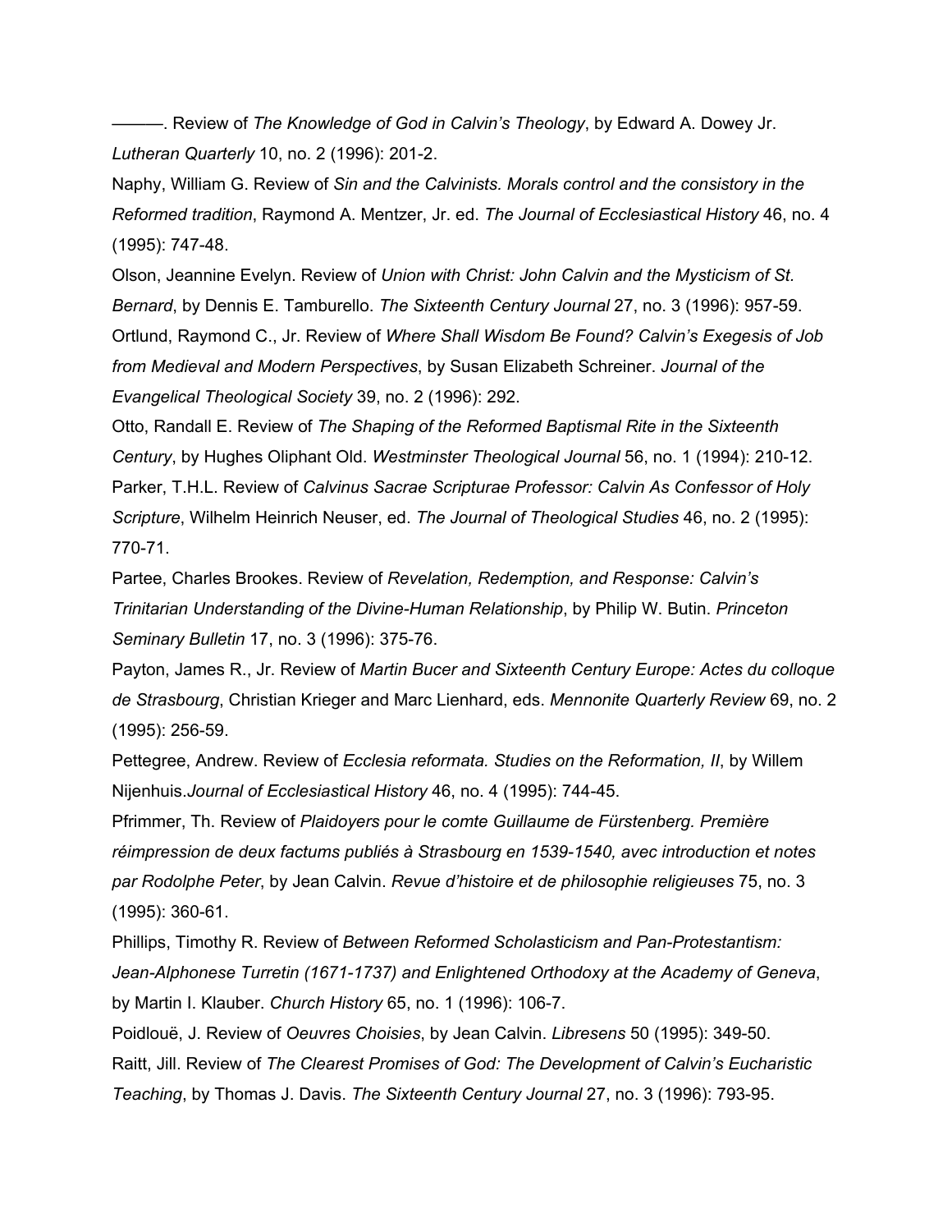———. Review of *The Knowledge of God in Calvin's Theology*, by Edward A. Dowey Jr. *Lutheran Quarterly* 10, no. 2 (1996): 201-2.

Naphy, William G. Review of *Sin and the Calvinists. Morals control and the consistory in the Reformed tradition*, Raymond A. Mentzer, Jr. ed. *The Journal of Ecclesiastical History* 46, no. 4 (1995): 747-48.

Olson, Jeannine Evelyn. Review of *Union with Christ: John Calvin and the Mysticism of St. Bernard*, by Dennis E. Tamburello. *The Sixteenth Century Journal* 27, no. 3 (1996): 957-59.

Ortlund, Raymond C., Jr. Review of *Where Shall Wisdom Be Found? Calvin's Exegesis of Job from Medieval and Modern Perspectives*, by Susan Elizabeth Schreiner. *Journal of the Evangelical Theological Society* 39, no. 2 (1996): 292.

Otto, Randall E. Review of *The Shaping of the Reformed Baptismal Rite in the Sixteenth Century*, by Hughes Oliphant Old. *Westminster Theological Journal* 56, no. 1 (1994): 210-12.

Parker, T.H.L. Review of *Calvinus Sacrae Scripturae Professor: Calvin As Confessor of Holy Scripture*, Wilhelm Heinrich Neuser, ed. *The Journal of Theological Studies* 46, no. 2 (1995): 770-71.

Partee, Charles Brookes. Review of *Revelation, Redemption, and Response: Calvin's Trinitarian Understanding of the Divine-Human Relationship*, by Philip W. Butin. *Princeton Seminary Bulletin* 17, no. 3 (1996): 375-76.

Payton, James R., Jr. Review of *Martin Bucer and Sixteenth Century Europe: Actes du colloque de Strasbourg*, Christian Krieger and Marc Lienhard, eds. *Mennonite Quarterly Review* 69, no. 2 (1995): 256-59.

Pettegree, Andrew. Review of *Ecclesia reformata. Studies on the Reformation, II*, by Willem Nijenhuis.*Journal of Ecclesiastical History* 46, no. 4 (1995): 744-45.

Pfrimmer, Th. Review of *Plaidoyers pour le comte Guillaume de Fürstenberg. Première réimpression de deux factums publiés à Strasbourg en 1539-1540, avec introduction et notes par Rodolphe Peter*, by Jean Calvin. *Revue d'histoire et de philosophie religieuses* 75, no. 3 (1995): 360-61.

Phillips, Timothy R. Review of *Between Reformed Scholasticism and Pan-Protestantism: Jean-Alphonese Turretin (1671-1737) and Enlightened Orthodoxy at the Academy of Geneva*, by Martin I. Klauber. *Church History* 65, no. 1 (1996): 106-7.

Poidlouë, J. Review of *Oeuvres Choisies*, by Jean Calvin. *Libresens* 50 (1995): 349-50.

Raitt, Jill. Review of *The Clearest Promises of God: The Development of Calvin's Eucharistic Teaching*, by Thomas J. Davis. *The Sixteenth Century Journal* 27, no. 3 (1996): 793-95.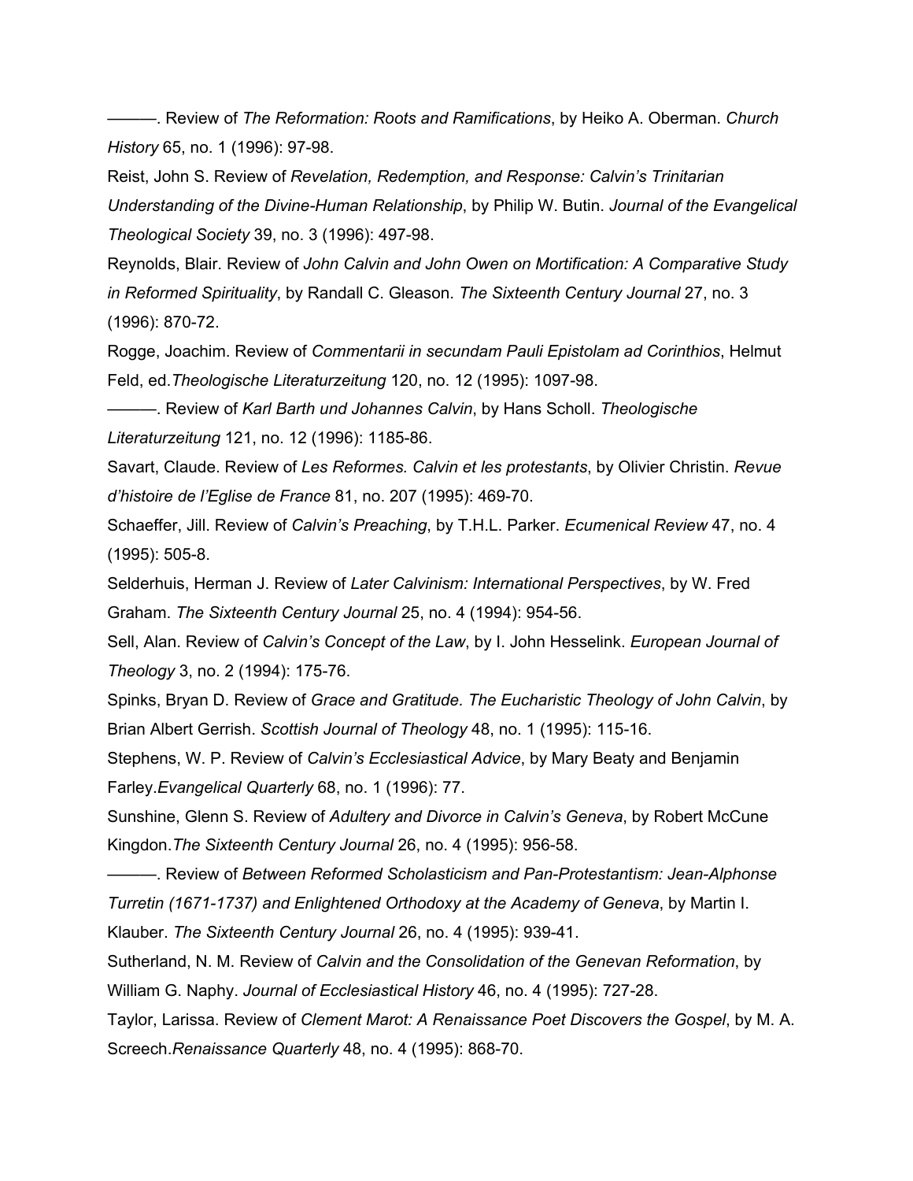———. Review of *The Reformation: Roots and Ramifications*, by Heiko A. Oberman. *Church History* 65, no. 1 (1996): 97-98.

Reist, John S. Review of *Revelation, Redemption, and Response: Calvin's Trinitarian Understanding of the Divine-Human Relationship*, by Philip W. Butin. *Journal of the Evangelical Theological Society* 39, no. 3 (1996): 497-98.

Reynolds, Blair. Review of *John Calvin and John Owen on Mortification: A Comparative Study in Reformed Spirituality*, by Randall C. Gleason. *The Sixteenth Century Journal* 27, no. 3 (1996): 870-72.

Rogge, Joachim. Review of *Commentarii in secundam Pauli Epistolam ad Corinthios*, Helmut Feld, ed.*Theologische Literaturzeitung* 120, no. 12 (1995): 1097-98.

———. Review of *Karl Barth und Johannes Calvin*, by Hans Scholl. *Theologische Literaturzeitung* 121, no. 12 (1996): 1185-86.

Savart, Claude. Review of *Les Reformes. Calvin et les protestants*, by Olivier Christin. *Revue d'histoire de l'Eglise de France* 81, no. 207 (1995): 469-70.

Schaeffer, Jill. Review of *Calvin's Preaching*, by T.H.L. Parker. *Ecumenical Review* 47, no. 4 (1995): 505-8.

Selderhuis, Herman J. Review of *Later Calvinism: International Perspectives*, by W. Fred Graham. *The Sixteenth Century Journal* 25, no. 4 (1994): 954-56.

Sell, Alan. Review of *Calvin's Concept of the Law*, by I. John Hesselink. *European Journal of Theology* 3, no. 2 (1994): 175-76.

Spinks, Bryan D. Review of *Grace and Gratitude. The Eucharistic Theology of John Calvin*, by Brian Albert Gerrish. *Scottish Journal of Theology* 48, no. 1 (1995): 115-16.

Stephens, W. P. Review of *Calvin's Ecclesiastical Advice*, by Mary Beaty and Benjamin Farley.*Evangelical Quarterly* 68, no. 1 (1996): 77.

Sunshine, Glenn S. Review of *Adultery and Divorce in Calvin's Geneva*, by Robert McCune Kingdon.*The Sixteenth Century Journal* 26, no. 4 (1995): 956-58.

———. Review of *Between Reformed Scholasticism and Pan-Protestantism: Jean-Alphonse Turretin (1671-1737) and Enlightened Orthodoxy at the Academy of Geneva*, by Martin I. Klauber. *The Sixteenth Century Journal* 26, no. 4 (1995): 939-41.

Sutherland, N. M. Review of *Calvin and the Consolidation of the Genevan Reformation*, by William G. Naphy. *Journal of Ecclesiastical History* 46, no. 4 (1995): 727-28.

Taylor, Larissa. Review of *Clement Marot: A Renaissance Poet Discovers the Gospel*, by M. A. Screech.*Renaissance Quarterly* 48, no. 4 (1995): 868-70.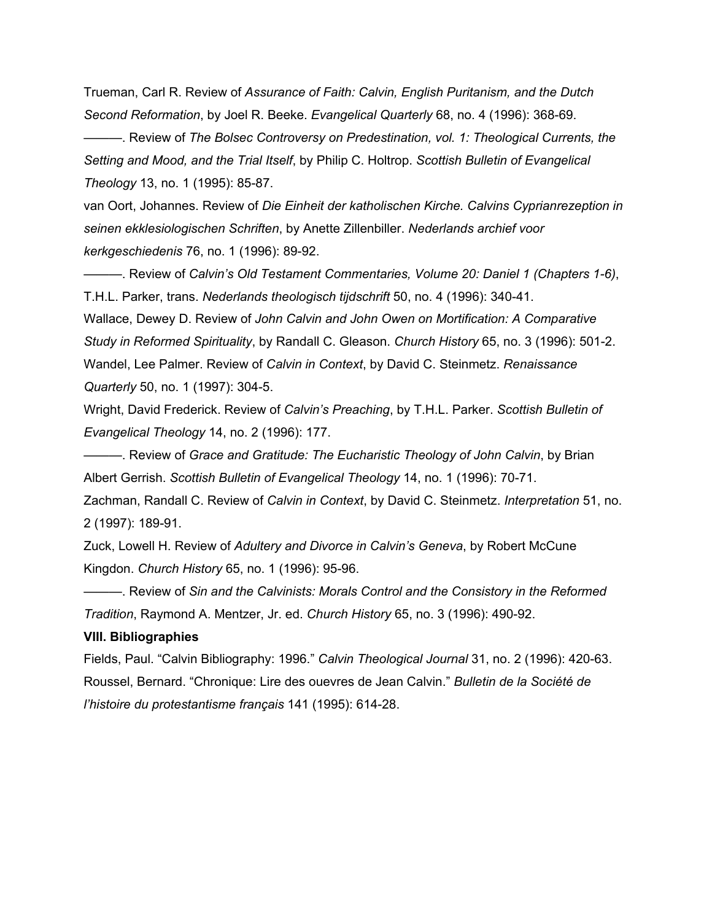Trueman, Carl R. Review of *Assurance of Faith: Calvin, English Puritanism, and the Dutch Second Reformation*, by Joel R. Beeke. *Evangelical Quarterly* 68, no. 4 (1996): 368-69.

———. Review of *The Bolsec Controversy on Predestination, vol. 1: Theological Currents, the Setting and Mood, and the Trial Itself*, by Philip C. Holtrop. *Scottish Bulletin of Evangelical Theology* 13, no. 1 (1995): 85-87.

van Oort, Johannes. Review of *Die Einheit der katholischen Kirche. Calvins Cyprianrezeption in seinen ekklesiologischen Schriften*, by Anette Zillenbiller. *Nederlands archief voor kerkgeschiedenis* 76, no. 1 (1996): 89-92.

———. Review of *Calvin's Old Testament Commentaries, Volume 20: Daniel 1 (Chapters 1-6)*, T.H.L. Parker, trans. *Nederlands theologisch tijdschrift* 50, no. 4 (1996): 340-41.

Wallace, Dewey D. Review of *John Calvin and John Owen on Mortification: A Comparative Study in Reformed Spirituality*, by Randall C. Gleason. *Church History* 65, no. 3 (1996): 501-2.

Wandel, Lee Palmer. Review of *Calvin in Context*, by David C. Steinmetz. *Renaissance Quarterly* 50, no. 1 (1997): 304-5.

Wright, David Frederick. Review of *Calvin's Preaching*, by T.H.L. Parker. *Scottish Bulletin of Evangelical Theology* 14, no. 2 (1996): 177.

———. Review of *Grace and Gratitude: The Eucharistic Theology of John Calvin*, by Brian Albert Gerrish. *Scottish Bulletin of Evangelical Theology* 14, no. 1 (1996): 70-71.

Zachman, Randall C. Review of *Calvin in Context*, by David C. Steinmetz. *Interpretation* 51, no. 2 (1997): 189-91.

Zuck, Lowell H. Review of *Adultery and Divorce in Calvin's Geneva*, by Robert McCune Kingdon. *Church History* 65, no. 1 (1996): 95-96.

———. Review of *Sin and the Calvinists: Morals Control and the Consistory in the Reformed Tradition*, Raymond A. Mentzer, Jr. ed. *Church History* 65, no. 3 (1996): 490-92.

**VIII. Bibliographies**

Fields, Paul. "Calvin Bibliography: 1996." *Calvin Theological Journal* 31, no. 2 (1996): 420-63.

Roussel, Bernard. "Chronique: Lire des ouevres de Jean Calvin." *Bulletin de la Société de l'histoire du protestantisme français* 141 (1995): 614-28.